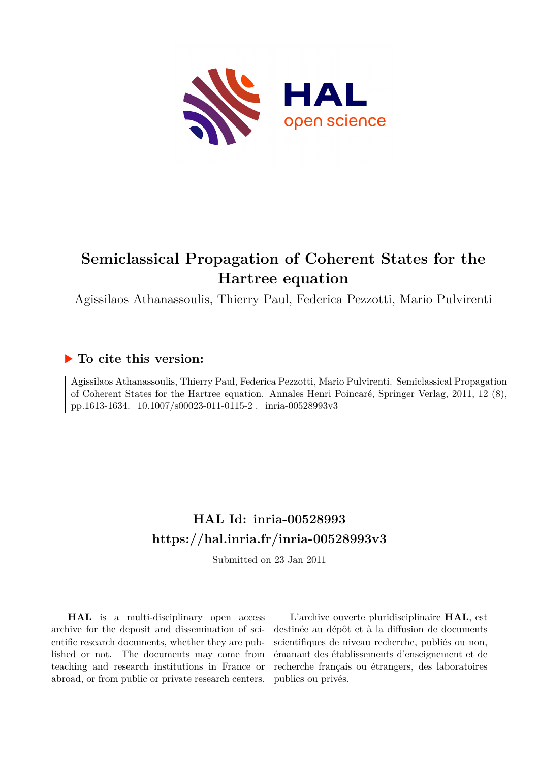# Semiclassical Propagation of Coherent States for the Hartree equation

Agissilaos Athanassoulis, Thierry Paul, Federica Pezzotti, Mario Pulvirenti

## To cite this version:

Agissilaos Athanassoulis, Thierry Paul, Federica Pezzotti, Mario Pulvirenti. Semiclassical Propagation of Coherent States for the Hartree equation. Annales Henri Poincaré, Springer Verlag, 2011, 12 (8), pp.1613-1634. 10.1007/s00023-011-0115-2 . inria-00528993v3

## HAL Id: inria-00528993
## https://hal.inria.fr/inria-00528993v3

Submitted on 23 Jan 2011

**HAL** is a multi-disciplinary open access archive for the deposit and dissemination of scientific research documents, whether they are published or not. The documents may come from teaching and research institutions in France or abroad, or from public or private research centers.

L'archive ouverte pluridisciplinaire **HAL**, est destinée au dépôt et à la diffusion de documents scientifiques de niveau recherche, publiés ou non, émanant des établissements d'enseignement et de recherche français ou étrangers, des laboratoires publics ou privés.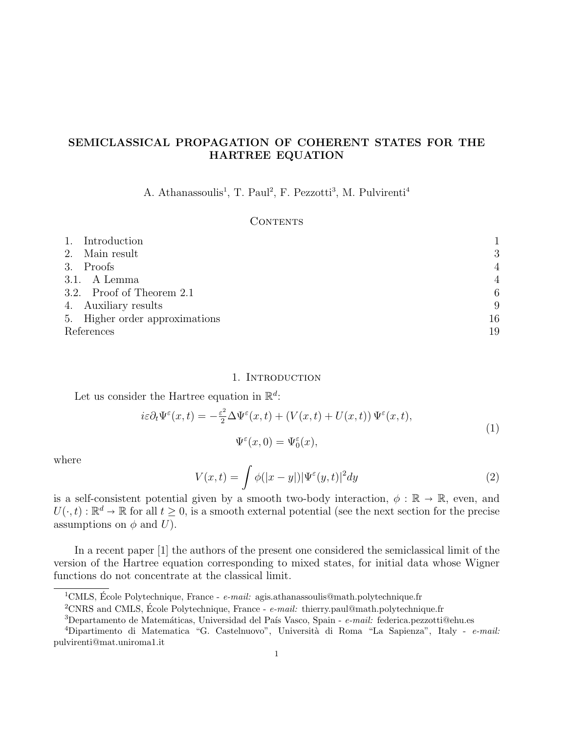# SEMICLASSICAL PROPAGATION OF COHERENT STATES FOR THE HARTREE EQUATION

A. Athanassoulis[1], T. Paul[2], F. Pezzotti[3], M. Pulvirenti[4]

## Contents

| | |
|---|---|
| 1. Introduction | 1 |
| 2. Main result | 3 |
| 3. Proofs | 4 |
| 3.1. A Lemma | 4 |
| 3.2. Proof of Theorem 2.1 | 6 |
| 4. Auxiliary results | 9 |
| 5. Higher order approximations | 16 |
| References | 19 |

## 1. Introduction

Let us consider the Hartree equation in $\mathbb{R}^d$:

$$
\begin{gathered}
i\varepsilon\partial_t \Psi^\varepsilon(x,t) = -\tfrac{\varepsilon^2}{2}\Delta\Psi^\varepsilon(x,t) + \left(V(x,t) + U(x,t)\right)\Psi^\varepsilon(x,t), \\
\Psi^\varepsilon(x,0) = \Psi_0^\varepsilon(x),
\end{gathered}
\tag{1}
$$

where

$$
V(x,t) = \int \phi(|x-y|)|\Psi^\varepsilon(y,t)|^2 dy \tag{2}
$$

is a self-consistent potential given by a smooth two-body interaction, $\phi : \mathbb{R} \to \mathbb{R}$, even, and $U(\cdot,t) : \mathbb{R}^d \to \mathbb{R}$ for all $t \geq 0$, is a smooth external potential (see the next section for the precise assumptions on $\phi$ and $U$).

In a recent paper [1] the authors of the present one considered the semiclassical limit of the version of the Hartree equation corresponding to mixed states, for initial data whose Wigner functions do not concentrate at the classical limit.

---

[1]CMLS, École Polytechnique, France - *e-mail:* agis.athanassoulis@math.polytechnique.fr

[2]CNRS and CMLS, École Polytechnique, France - *e-mail:* thierry.paul@math.polytechnique.fr

[3]Departamento de Matemáticas, Universidad del País Vasco, Spain - *e-mail:* federica.pezzotti@ehu.es

[4]Dipartimento di Matematica "G. Castelnuovo", Università di Roma "La Sapienza", Italy - *e-mail:* pulvirenti@mat.uniroma1.it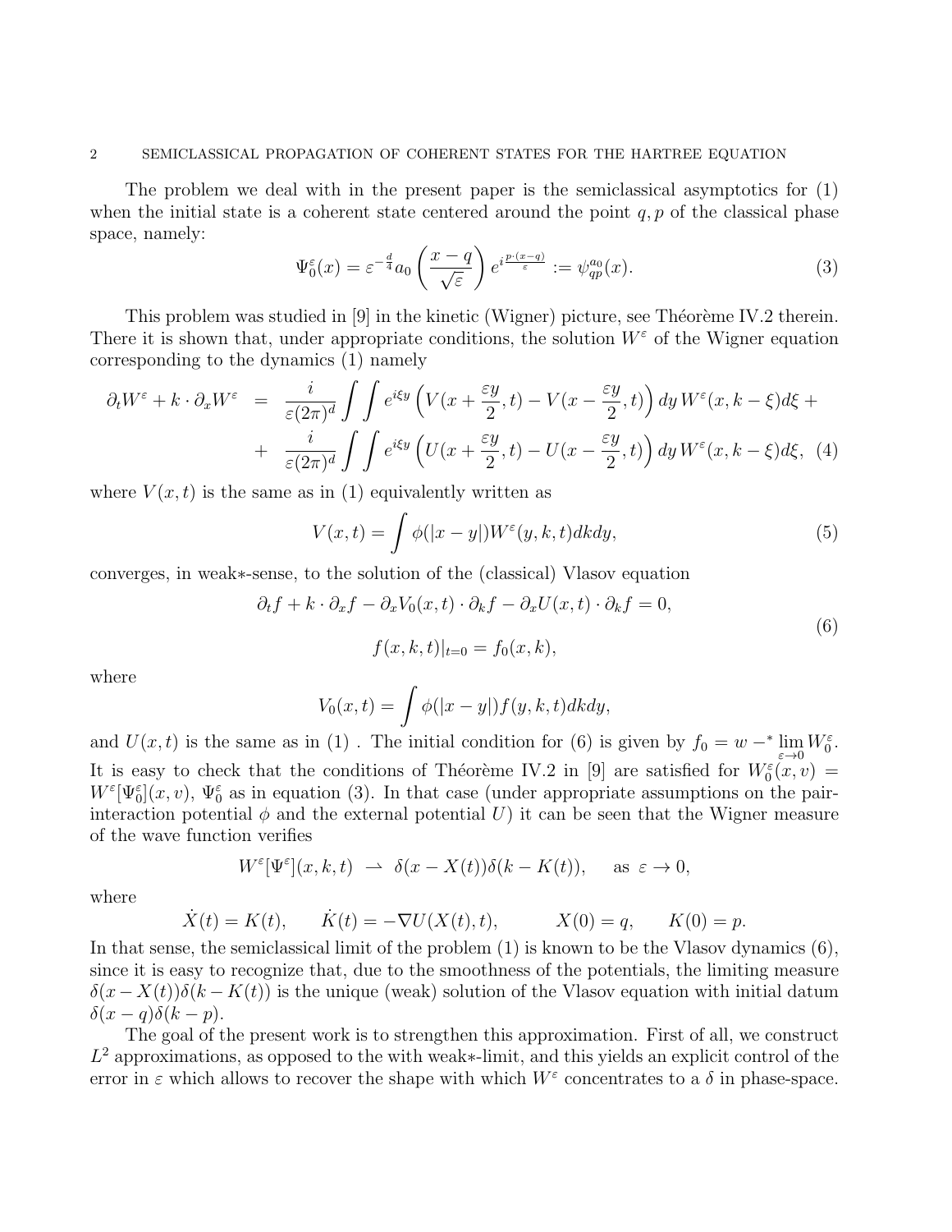The problem we deal with in the present paper is the semiclassical asymptotics for (1) when the initial state is a coherent state centered around the point $q, p$ of the classical phase space, namely:

$$\Psi_0^\varepsilon(x) = \varepsilon^{-\frac{d}{4}} a_0 \left( \frac{x-q}{\sqrt{\varepsilon}} \right) e^{i \frac{p \cdot (x-q)}{\varepsilon}} := \psi_{qp}^{a_0}(x). \tag{3}$$

This problem was studied in [9] in the kinetic (Wigner) picture, see Théorème IV.2 therein. There it is shown that, under appropriate conditions, the solution $W^\varepsilon$ of the Wigner equation corresponding to the dynamics (1) namely

$$\begin{aligned} \partial_t W^\varepsilon + k \cdot \partial_x W^\varepsilon &= \frac{i}{\varepsilon (2\pi)^d} \int \int e^{i\xi y} \left( V(x + \frac{\varepsilon y}{2}, t) - V(x - \frac{\varepsilon y}{2}, t) \right) dy \, W^\varepsilon(x, k - \xi) d\xi + \\ &+ \frac{i}{\varepsilon (2\pi)^d} \int \int e^{i\xi y} \left( U(x + \frac{\varepsilon y}{2}, t) - U(x - \frac{\varepsilon y}{2}, t) \right) dy \, W^\varepsilon(x, k - \xi) d\xi, \end{aligned} \tag{4}$$

where $V(x,t)$ is the same as in (1) equivalently written as

$$V(x,t) = \int \phi(|x-y|) W^\varepsilon(y,k,t) dk dy, \tag{5}$$

converges, in weak$*$-sense, to the solution of the (classical) Vlasov equation

$$\begin{aligned} &\partial_t f + k \cdot \partial_x f - \partial_x V_0(x,t) \cdot \partial_k f - \partial_x U(x,t) \cdot \partial_k f = 0, \\ &f(x,k,t)|_{t=0} = f_0(x,k), \end{aligned} \tag{6}$$

where

$$V_0(x,t) = \int \phi(|x-y|) f(y,k,t) dk dy,$$

and $U(x,t)$ is the same as in (1) . The initial condition for (6) is given by $f_0 = w -^* \lim_{\varepsilon \to 0} W_0^\varepsilon$. It is easy to check that the conditions of Théorème IV.2 in [9] are satisfied for $W_0^\varepsilon(x,v) = W^\varepsilon[\Psi_0^\varepsilon](x,v)$, $\Psi_0^\varepsilon$ as in equation (3). In that case (under appropriate assumptions on the pair-interaction potential $\phi$ and the external potential $U$) it can be seen that the Wigner measure of the wave function verifies

$$W^\varepsilon[\Psi^\varepsilon](x,k,t) \rightharpoonup \delta(x - X(t)) \delta(k - K(t)), \quad \text{as } \varepsilon \to 0,$$

where

$$\dot{X}(t) = K(t), \qquad \dot{K}(t) = -\nabla U(X(t),t), \qquad X(0) = q, \qquad K(0) = p.$$

In that sense, the semiclassical limit of the problem (1) is known to be the Vlasov dynamics (6), since it is easy to recognize that, due to the smoothness of the potentials, the limiting measure $\delta(x - X(t))\delta(k - K(t))$ is the unique (weak) solution of the Vlasov equation with initial datum $\delta(x-q)\delta(k-p)$.

The goal of the present work is to strengthen this approximation. First of all, we construct $L^2$ approximations, as opposed to the with weak$*$-limit, and this yields an explicit control of the error in $\varepsilon$ which allows to recover the shape with which $W^\varepsilon$ concentrates to a $\delta$ in phase-space.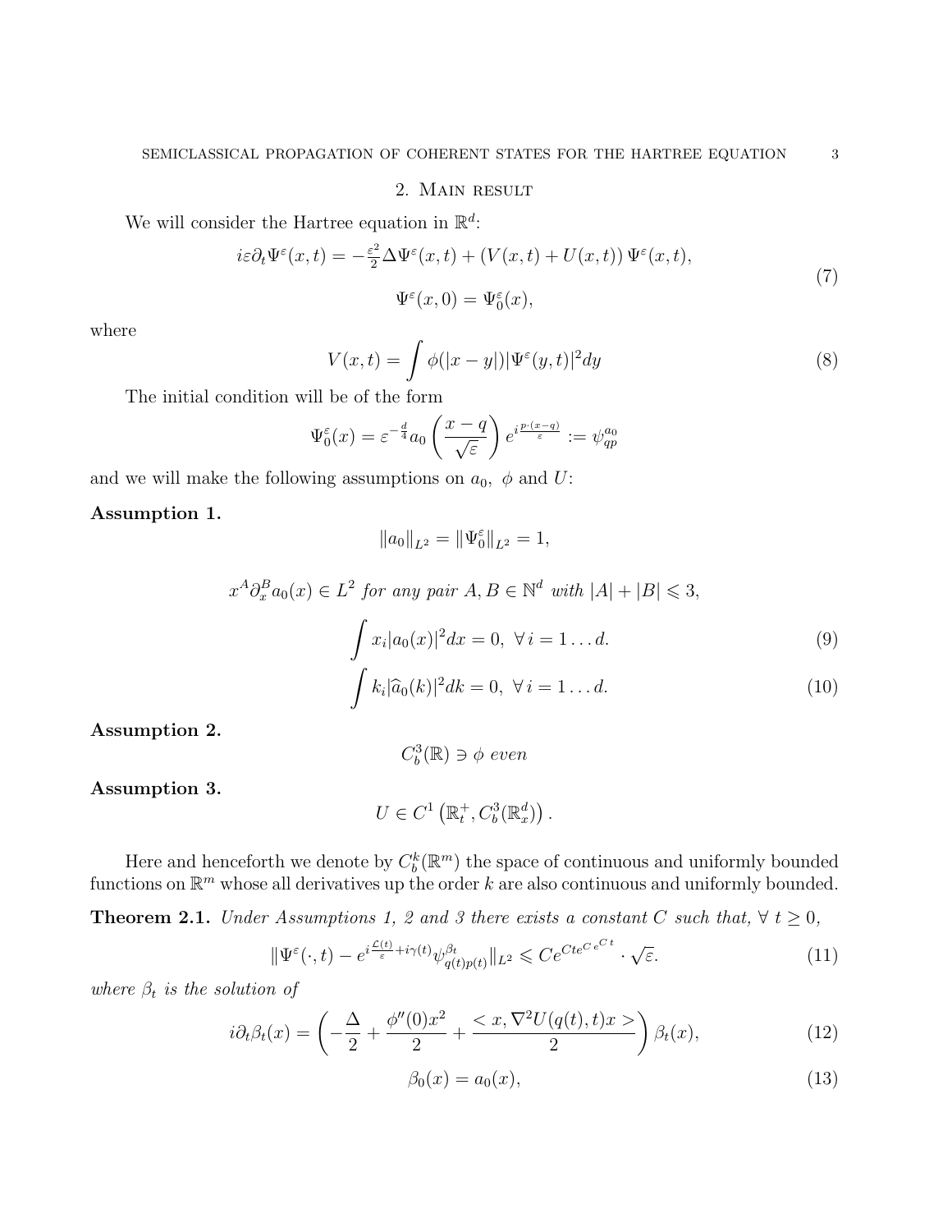## 2. Main result

We will consider the Hartree equation in $\mathbb{R}^d$:

$$
\begin{aligned}
i\varepsilon\partial_t\Psi^\varepsilon(x,t) &= -\tfrac{\varepsilon^2}{2}\Delta\Psi^\varepsilon(x,t) + \left(V(x,t)+U(x,t)\right)\Psi^\varepsilon(x,t),\\
\Psi^\varepsilon(x,0) &= \Psi_0^\varepsilon(x),
\end{aligned}
\tag{7}
$$

where

$$
V(x,t) = \int \phi(|x-y|)|\Psi^\varepsilon(y,t)|^2 dy \tag{8}
$$

The initial condition will be of the form

$$
\Psi_0^\varepsilon(x) = \varepsilon^{-\frac{d}{4}} a_0\left(\frac{x-q}{\sqrt{\varepsilon}}\right) e^{i\frac{p\cdot(x-q)}{\varepsilon}} := \psi_{qp}^{a_0}
$$

and we will make the following assumptions on $a_0$, $\phi$ and $U$:

**Assumption 1.**

$$
\|a_0\|_{L^2} = \|\Psi_0^\varepsilon\|_{L^2} = 1,
$$

$$
x^A\partial_x^B a_0(x) \in L^2 \textit{ for any pair } A, B \in \mathbb{N}^d \textit{ with } |A|+|B| \leqslant 3,
$$

$$
\int x_i |a_0(x)|^2 dx = 0,\ \forall\, i = 1\ldots d. \tag{9}
$$

$$
\int k_i |\widehat{a}_0(k)|^2 dk = 0,\ \forall\, i = 1\ldots d. \tag{10}
$$

**Assumption 2.**

$$
C_b^3(\mathbb{R}) \ni \phi \textit{ even}
$$

**Assumption 3.**

$$
U \in C^1\left(\mathbb{R}_t^+, C_b^3(\mathbb{R}_x^d)\right).
$$

Here and henceforth we denote by $C_b^k(\mathbb{R}^m)$ the space of continuous and uniformly bounded functions on $\mathbb{R}^m$ whose all derivatives up the order $k$ are also continuous and uniformly bounded.

**Theorem 2.1.** *Under Assumptions 1, 2 and 3 there exists a constant $C$ such that, $\forall\ t \geq 0$,*

$$
\|\Psi^\varepsilon(\cdot,t) - e^{i\frac{\mathcal{L}(t)}{\varepsilon}+i\gamma(t)}\psi_{q(t)p(t)}^{\beta_t}\|_{L^2} \leqslant Ce^{Cte^{Ce^{Ct}}} \cdot \sqrt{\varepsilon}. \tag{11}
$$

*where $\beta_t$ is the solution of*

$$
i\partial_t\beta_t(x) = \left(-\frac{\Delta}{2} + \frac{\phi''(0)x^2}{2} + \frac{< x, \nabla^2 U(q(t),t)x >}{2}\right)\beta_t(x), \tag{12}
$$

$$
\beta_0(x) = a_0(x), \tag{13}
$$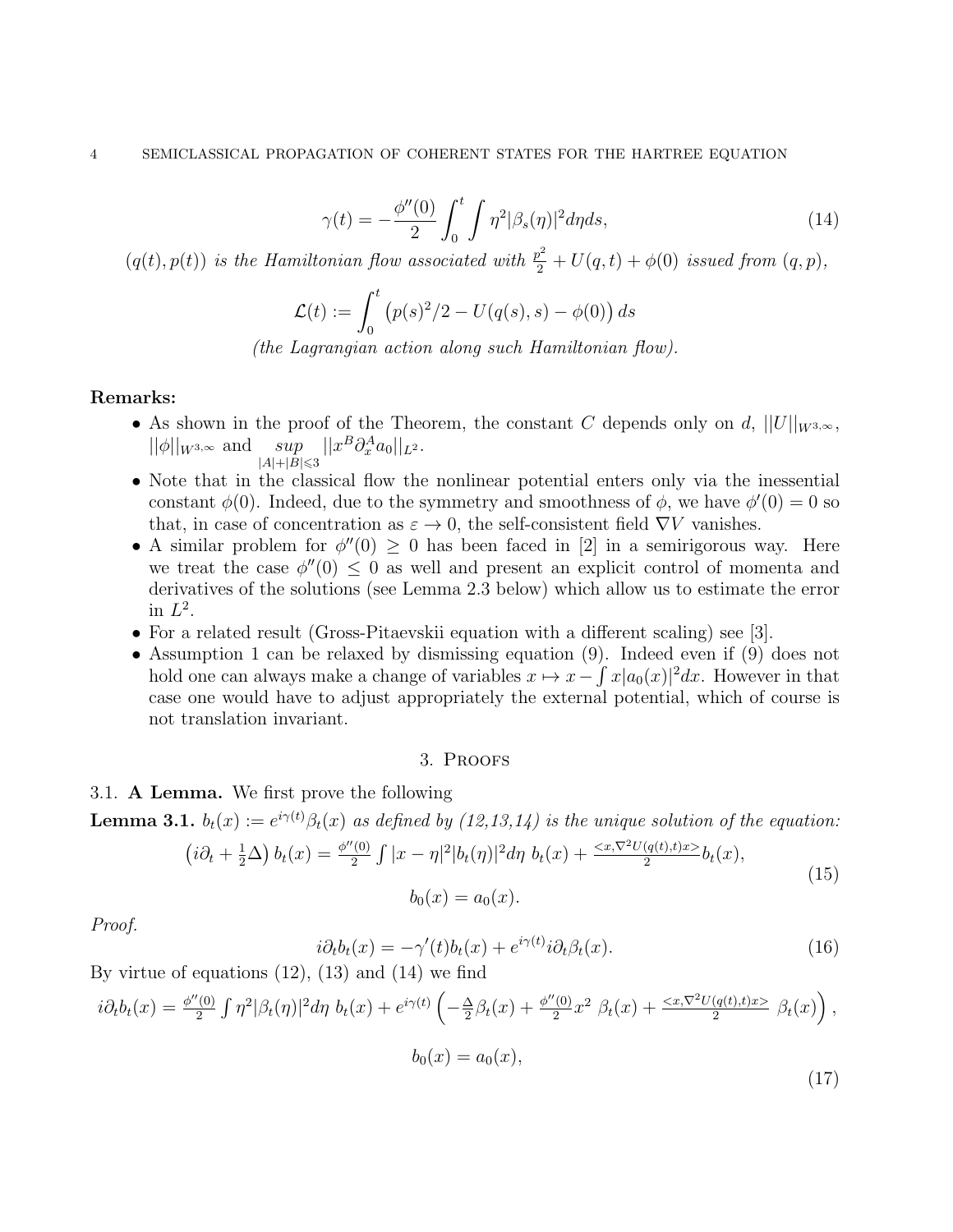$$\gamma(t) = -\frac{\phi''(0)}{2}\int_0^t \int \eta^2 |\beta_s(\eta)|^2 d\eta ds, \tag{14}$$

*$(q(t), p(t))$ is the Hamiltonian flow associated with $\frac{p^2}{2} + U(q,t) + \phi(0)$ issued from $(q,p)$,*

$$\mathcal{L}(t) := \int_0^t \left(p(s)^2/2 - U(q(s), s) - \phi(0)\right) ds$$

*(the Lagrangian action along such Hamiltonian flow).*

**Remarks:**

- As shown in the proof of the Theorem, the constant $C$ depends only on $d$, $||U||_{W^{3,\infty}}$, $||\phi||_{W^{3,\infty}}$ and $\sup_{|A|+|B|\leqslant 3} ||x^B \partial_x^A a_0||_{L^2}$.
- Note that in the classical flow the nonlinear potential enters only via the inessential constant $\phi(0)$. Indeed, due to the symmetry and smoothness of $\phi$, we have $\phi'(0) = 0$ so that, in case of concentration as $\varepsilon \to 0$, the self-consistent field $\nabla V$ vanishes.
- A similar problem for $\phi''(0) \geq 0$ has been faced in [2] in a semirigorous way. Here we treat the case $\phi''(0) \leq 0$ as well and present an explicit control of momenta and derivatives of the solutions (see Lemma 2.3 below) which allow us to estimate the error in $L^2$.
- For a related result (Gross-Pitaevskii equation with a different scaling) see [3].
- Assumption 1 can be relaxed by dismissing equation (9). Indeed even if (9) does not hold one can always make a change of variables $x \mapsto x - \int x |a_0(x)|^2 dx$. However in that case one would have to adjust appropriately the external potential, which of course is not translation invariant.

## 3. Proofs

### 3.1. A Lemma.

We first prove the following

**Lemma 3.1.** *$b_t(x) := e^{i\gamma(t)}\beta_t(x)$ as defined by (12,13,14) is the unique solution of the equation:*

$$\begin{gathered}\left(i\partial_t + \tfrac{1}{2}\Delta\right) b_t(x) = \tfrac{\phi''(0)}{2}\int |x-\eta|^2 |b_t(\eta)|^2 d\eta \; b_t(x) + \tfrac{<x, \nabla^2 U(q(t),t) x>}{2} b_t(x), \\ b_0(x) = a_0(x).\end{gathered} \tag{15}$$

*Proof.*

$$i\partial_t b_t(x) = -\gamma'(t) b_t(x) + e^{i\gamma(t)} i\partial_t \beta_t(x). \tag{16}$$

By virtue of equations (12), (13) and (14) we find

$$\begin{gathered} i\partial_t b_t(x) = \tfrac{\phi''(0)}{2}\int \eta^2 |\beta_t(\eta)|^2 d\eta \; b_t(x) + e^{i\gamma(t)}\left(-\tfrac{\Delta}{2}\beta_t(x) + \tfrac{\phi''(0)}{2} x^2 \;\beta_t(x) + \tfrac{<x,\nabla^2 U(q(t),t)x>}{2}\;\beta_t(x)\right), \\ b_0(x) = a_0(x), \end{gathered} \tag{17}$$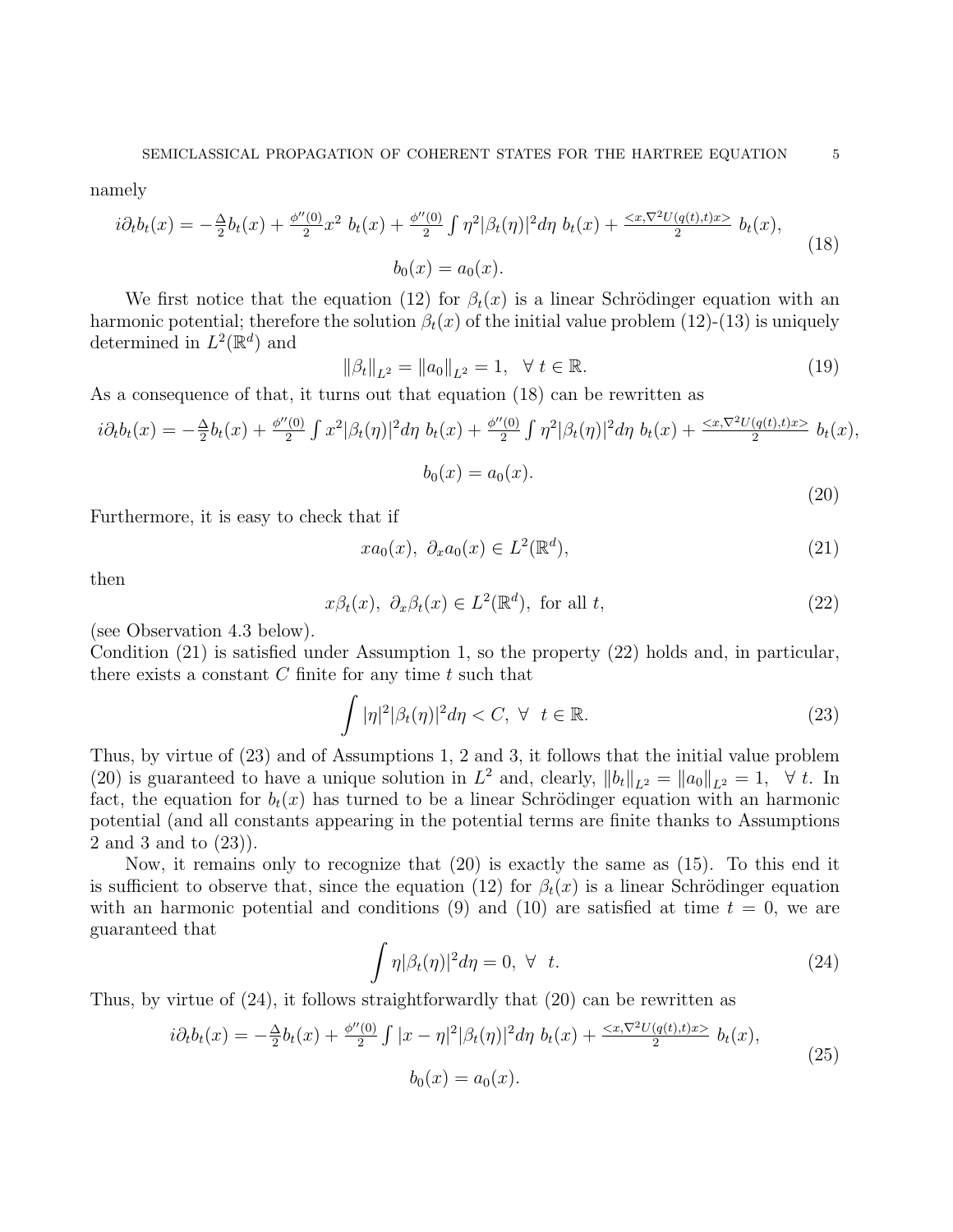namely

$$
\begin{gathered}
i\partial_t b_t(x) = -\tfrac{\Delta}{2} b_t(x) + \tfrac{\phi''(0)}{2} x^2 \; b_t(x) + \tfrac{\phi''(0)}{2} \int \eta^2 |\beta_t(\eta)|^2 d\eta \; b_t(x) + \tfrac{<x, \nabla^2 U(q(t),t)x>}{2} \; b_t(x), \\
b_0(x) = a_0(x).
\end{gathered}
\tag{18}
$$

We first notice that the equation (12) for $\beta_t(x)$ is a linear Schrödinger equation with an harmonic potential; therefore the solution $\beta_t(x)$ of the initial value problem (12)-(13) is uniquely determined in $L^2(\mathbb{R}^d)$ and

$$
\|\beta_t\|_{L^2} = \|a_0\|_{L^2} = 1, \quad \forall \; t \in \mathbb{R}. \tag{19}
$$

As a consequence of that, it turns out that equation (18) can be rewritten as

$$
\begin{gathered}
i\partial_t b_t(x) = -\tfrac{\Delta}{2} b_t(x) + \tfrac{\phi''(0)}{2} \int x^2 |\beta_t(\eta)|^2 d\eta \; b_t(x) + \tfrac{\phi''(0)}{2} \int \eta^2 |\beta_t(\eta)|^2 d\eta \; b_t(x) + \tfrac{<x, \nabla^2 U(q(t),t)x>}{2} \; b_t(x), \\
b_0(x) = a_0(x).
\end{gathered}
\tag{20}
$$

Furthermore, it is easy to check that if

$$
x a_0(x), \; \partial_x a_0(x) \in L^2(\mathbb{R}^d), \tag{21}
$$

then

$$
x \beta_t(x), \; \partial_x \beta_t(x) \in L^2(\mathbb{R}^d), \; \text{ for all } t, \tag{22}
$$

(see Observation 4.3 below).
Condition (21) is satisfied under Assumption 1, so the property (22) holds and, in particular, there exists a constant $C$ finite for any time $t$ such that

$$
\int |\eta|^2 |\beta_t(\eta)|^2 d\eta < C, \; \forall \;\; t \in \mathbb{R}. \tag{23}
$$

Thus, by virtue of (23) and of Assumptions 1, 2 and 3, it follows that the initial value problem (20) is guaranteed to have a unique solution in $L^2$ and, clearly, $\|b_t\|_{L^2} = \|a_0\|_{L^2} = 1, \;\; \forall \; t$. In fact, the equation for $b_t(x)$ has turned to be a linear Schrödinger equation with an harmonic potential (and all constants appearing in the potential terms are finite thanks to Assumptions 2 and 3 and to (23)).

Now, it remains only to recognize that (20) is exactly the same as (15). To this end it is sufficient to observe that, since the equation (12) for $\beta_t(x)$ is a linear Schrödinger equation with an harmonic potential and conditions (9) and (10) are satisfied at time $t = 0$, we are guaranteed that

$$
\int \eta |\beta_t(\eta)|^2 d\eta = 0, \; \forall \;\; t. \tag{24}
$$

Thus, by virtue of (24), it follows straightforwardly that (20) can be rewritten as

$$
\begin{gathered}
i\partial_t b_t(x) = -\tfrac{\Delta}{2} b_t(x) + \tfrac{\phi''(0)}{2} \int |x - \eta|^2 |\beta_t(\eta)|^2 d\eta \; b_t(x) + \tfrac{<x, \nabla^2 U(q(t),t)x>}{2} \; b_t(x), \\
b_0(x) = a_0(x).
\end{gathered}
\tag{25}
$$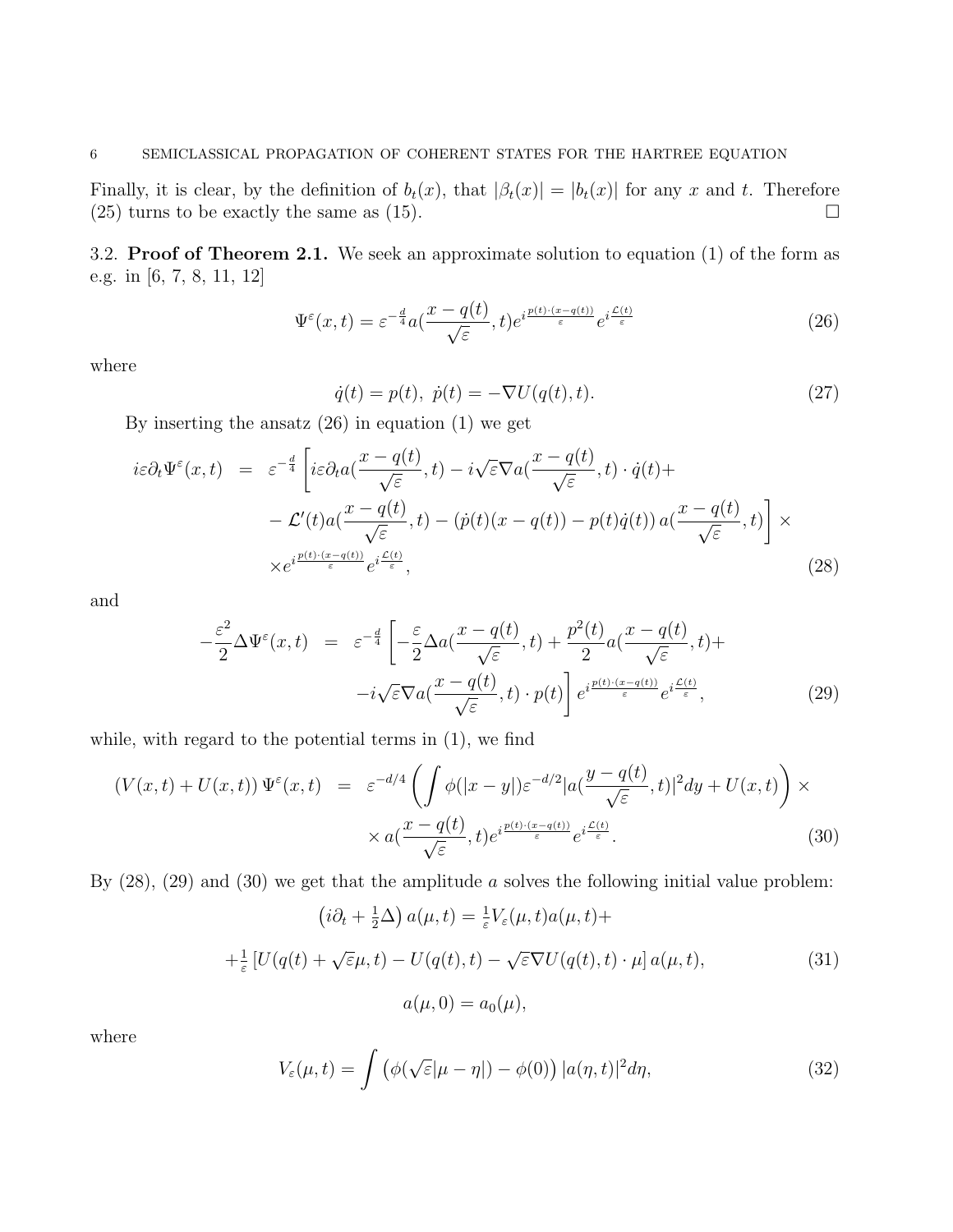Finally, it is clear, by the definition of $b_t(x)$, that $|\beta_t(x)| = |b_t(x)|$ for any $x$ and $t$. Therefore (25) turns to be exactly the same as (15). $\square$

3.2. **Proof of Theorem 2.1.** We seek an approximate solution to equation (1) of the form as e.g. in [6, 7, 8, 11, 12]

$$\Psi^\varepsilon(x,t) = \varepsilon^{-\frac{d}{4}} a(\frac{x-q(t)}{\sqrt{\varepsilon}},t) e^{i\frac{p(t)\cdot(x-q(t))}{\varepsilon}} e^{i\frac{\mathcal{L}(t)}{\varepsilon}} \tag{26}$$

where

$$\dot{q}(t) = p(t), \ \dot{p}(t) = -\nabla U(q(t),t). \tag{27}$$

By inserting the ansatz (26) in equation (1) we get

$$\begin{aligned} i\varepsilon\partial_t\Psi^\varepsilon(x,t) &= \varepsilon^{-\frac{d}{4}} \Big[ i\varepsilon\partial_t a(\frac{x-q(t)}{\sqrt{\varepsilon}},t) - i\sqrt{\varepsilon}\nabla a(\frac{x-q(t)}{\sqrt{\varepsilon}},t)\cdot\dot{q}(t) + \\ &- \mathcal{L}'(t) a(\frac{x-q(t)}{\sqrt{\varepsilon}},t) - \left(\dot{p}(t)(x-q(t)) - p(t)\dot{q}(t)\right) a(\frac{x-q(t)}{\sqrt{\varepsilon}},t)\Big] \times \\ &\times e^{i\frac{p(t)\cdot(x-q(t))}{\varepsilon}} e^{i\frac{\mathcal{L}(t)}{\varepsilon}}, \end{aligned} \tag{28}$$

and

$$\begin{aligned} -\frac{\varepsilon^2}{2}\Delta\Psi^\varepsilon(x,t) &= \varepsilon^{-\frac{d}{4}} \Big[ -\frac{\varepsilon}{2}\Delta a(\frac{x-q(t)}{\sqrt{\varepsilon}},t) + \frac{p^2(t)}{2} a(\frac{x-q(t)}{\sqrt{\varepsilon}},t) + \\ &\quad - i\sqrt{\varepsilon}\nabla a(\frac{x-q(t)}{\sqrt{\varepsilon}},t)\cdot p(t)\Big] e^{i\frac{p(t)\cdot(x-q(t))}{\varepsilon}} e^{i\frac{\mathcal{L}(t)}{\varepsilon}}, \end{aligned} \tag{29}$$

while, with regard to the potential terms in (1), we find

$$\begin{aligned} \left(V(x,t)+U(x,t)\right)\Psi^\varepsilon(x,t) &= \varepsilon^{-d/4} \left( \int \phi(|x-y|)\varepsilon^{-d/2} |a(\frac{y-q(t)}{\sqrt{\varepsilon}},t)|^2 dy + U(x,t) \right) \times \\ &\quad \times a(\frac{x-q(t)}{\sqrt{\varepsilon}},t) e^{i\frac{p(t)\cdot(x-q(t))}{\varepsilon}} e^{i\frac{\mathcal{L}(t)}{\varepsilon}}. \end{aligned} \tag{30}$$

By (28), (29) and (30) we get that the amplitude $a$ solves the following initial value problem:

$$\begin{aligned} &\left(i\partial_t + \tfrac{1}{2}\Delta\right) a(\mu,t) = \tfrac{1}{\varepsilon} V_\varepsilon(\mu,t) a(\mu,t) + \\ &+ \tfrac{1}{\varepsilon}\left[U(q(t)+\sqrt{\varepsilon}\mu,t) - U(q(t),t) - \sqrt{\varepsilon}\nabla U(q(t),t)\cdot\mu\right] a(\mu,t), \\ &a(\mu,0) = a_0(\mu), \end{aligned} \tag{31}$$

where

$$V_\varepsilon(\mu,t) = \int \left(\phi(\sqrt{\varepsilon}|\mu-\eta|) - \phi(0)\right) |a(\eta,t)|^2 d\eta, \tag{32}$$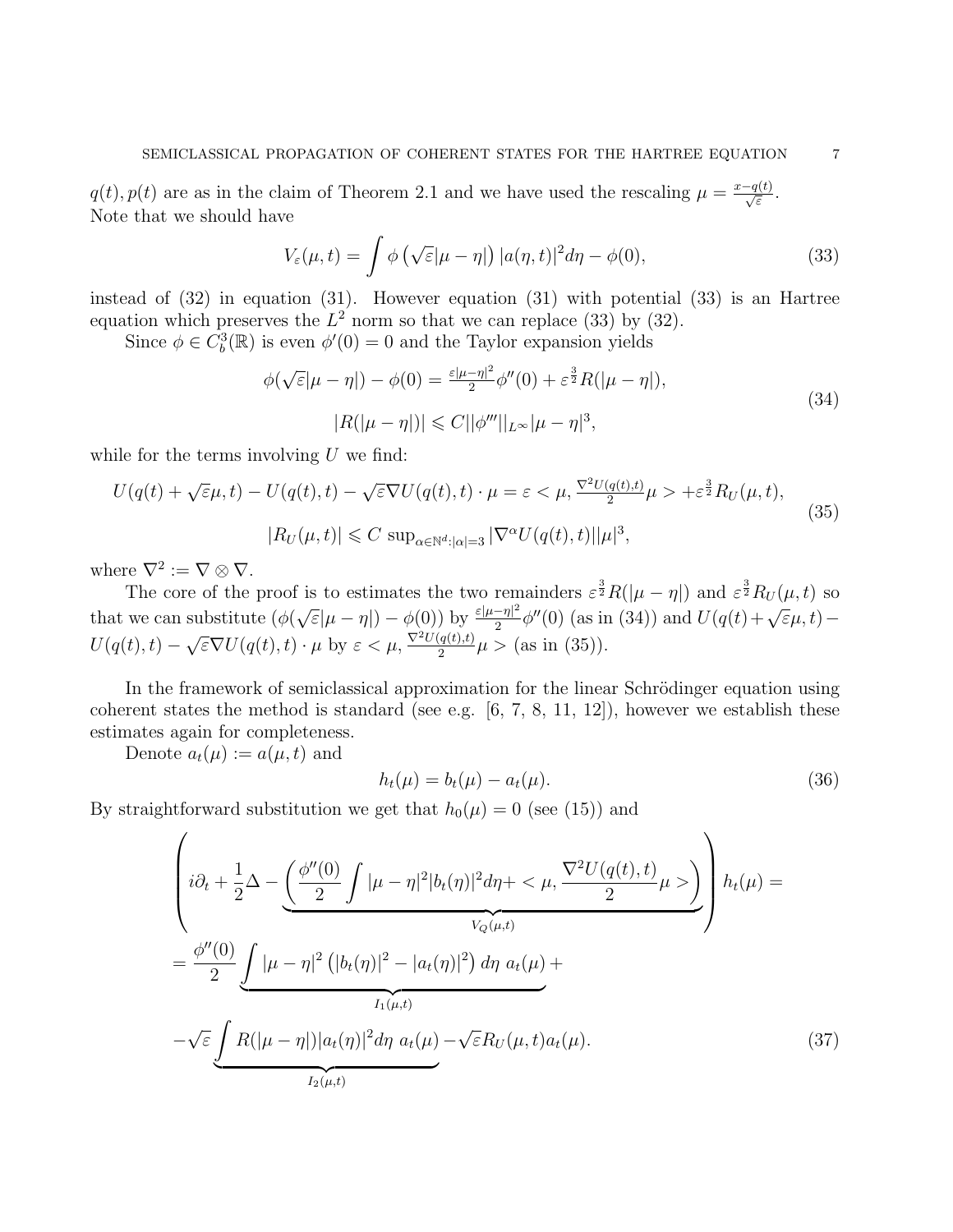$q(t), p(t)$ are as in the claim of Theorem 2.1 and we have used the rescaling $\mu = \frac{x-q(t)}{\sqrt{\varepsilon}}$. Note that we should have

$$V_\varepsilon(\mu,t) = \int \phi\left(\sqrt{\varepsilon}|\mu-\eta|\right)|a(\eta,t)|^2 d\eta - \phi(0), \tag{33}$$

instead of (32) in equation (31). However equation (31) with potential (33) is an Hartree equation which preserves the $L^2$ norm so that we can replace (33) by (32).

Since $\phi \in C_b^3(\mathbb{R})$ is even $\phi'(0) = 0$ and the Taylor expansion yields

$$\begin{aligned}
\phi(\sqrt{\varepsilon}|\mu-\eta|) - \phi(0) &= \tfrac{\varepsilon|\mu-\eta|^2}{2}\phi''(0) + \varepsilon^{\frac{3}{2}} R(|\mu-\eta|), \\
|R(|\mu-\eta|)| &\leqslant C||\phi'''||_{L^\infty}|\mu-\eta|^3,
\end{aligned} \tag{34}$$

while for the terms involving $U$ we find:

$$\begin{aligned}
U(q(t)+\sqrt{\varepsilon}\mu,t) - U(q(t),t) - \sqrt{\varepsilon}\nabla U(q(t),t)\cdot\mu &= \varepsilon < \mu, \tfrac{\nabla^2 U(q(t),t)}{2}\mu > + \varepsilon^{\frac{3}{2}} R_U(\mu,t), \\
|R_U(\mu,t)| &\leqslant C\,\sup_{\alpha\in\mathbb{N}^d:|\alpha|=3}|\nabla^\alpha U(q(t),t)||\mu|^3,
\end{aligned} \tag{35}$$

where $\nabla^2 := \nabla \otimes \nabla$.

The core of the proof is to estimates the two remainders $\varepsilon^{\frac{3}{2}}R(|\mu-\eta|)$ and $\varepsilon^{\frac{3}{2}}R_U(\mu,t)$ so that we can substitute $(\phi(\sqrt{\varepsilon}|\mu-\eta|) - \phi(0))$ by $\frac{\varepsilon|\mu-\eta|^2}{2}\phi''(0)$ (as in (34)) and $U(q(t)+\sqrt{\varepsilon}\mu,t) - U(q(t),t) - \sqrt{\varepsilon}\nabla U(q(t),t)\cdot\mu$ by $\varepsilon < \mu, \frac{\nabla^2 U(q(t),t)}{2}\mu >$ (as in (35)).

In the framework of semiclassical approximation for the linear Schrödinger equation using coherent states the method is standard (see e.g. [6, 7, 8, 11, 12]), however we establish these estimates again for completeness.

Denote $a_t(\mu) := a(\mu,t)$ and

$$h_t(\mu) = b_t(\mu) - a_t(\mu). \tag{36}$$

By straightforward substitution we get that $h_0(\mu) = 0$ (see (15)) and

$$\begin{aligned}
&\left(i\partial_t + \frac{1}{2}\Delta - \underbrace{\left(\frac{\phi''(0)}{2}\int |\mu-\eta|^2|b_t(\eta)|^2 d\eta + < \mu, \frac{\nabla^2 U(q(t),t)}{2}\mu >\right)}_{V_Q(\mu,t)}\right) h_t(\mu) = \\
&= \frac{\phi''(0)}{2}\underbrace{\int |\mu-\eta|^2\left(|b_t(\eta)|^2 - |a_t(\eta)|^2\right)d\eta\ a_t(\mu)}_{I_1(\mu,t)} + \\
&-\sqrt{\varepsilon}\underbrace{\int R(|\mu-\eta|)|a_t(\eta)|^2 d\eta\ a_t(\mu)}_{I_2(\mu,t)} - \sqrt{\varepsilon}R_U(\mu,t)a_t(\mu).
\end{aligned} \tag{37}$$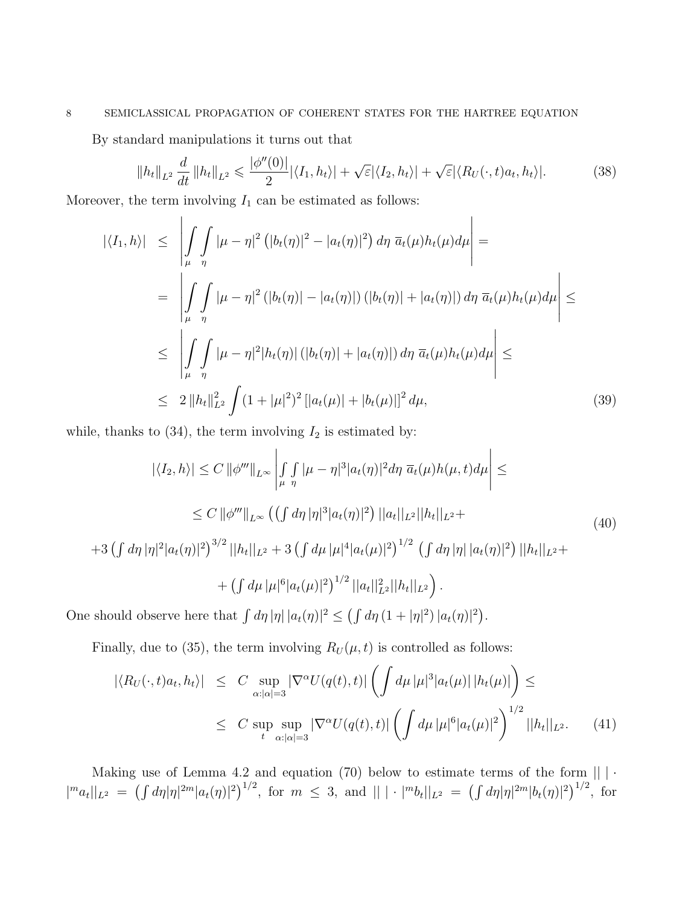By standard manipulations it turns out that

$$\|h_t\|_{L^2} \frac{d}{dt} \|h_t\|_{L^2} \leqslant \frac{|\phi''(0)|}{2} |\langle I_1, h_t\rangle| + \sqrt{\varepsilon}|\langle I_2, h_t\rangle| + \sqrt{\varepsilon}|\langle R_U(\cdot,t)a_t, h_t\rangle|. \tag{38}$$

Moreover, the term involving $I_1$ can be estimated as follows:

$$\begin{aligned}
|\langle I_1, h\rangle| &\leq \left| \int_\mu \int_\eta |\mu-\eta|^2 \left(|b_t(\eta)|^2 - |a_t(\eta)|^2\right) d\eta \; \overline{a}_t(\mu) h_t(\mu) d\mu \right| = \\
&= \left| \int_\mu \int_\eta |\mu-\eta|^2 \left(|b_t(\eta)| - |a_t(\eta)|\right)\left(|b_t(\eta)| + |a_t(\eta)|\right) d\eta \; \overline{a}_t(\mu) h_t(\mu) d\mu \right| \leq \\
&\leq \left| \int_\mu \int_\eta |\mu-\eta|^2 |h_t(\eta)| \left(|b_t(\eta)| + |a_t(\eta)|\right) d\eta \; \overline{a}_t(\mu) h_t(\mu) d\mu \right| \leq \\
&\leq 2 \|h_t\|_{L^2}^2 \int (1+|\mu|^2)^2 \left[|a_t(\mu)| + |b_t(\mu)|\right]^2 d\mu,
\end{aligned} \tag{39}$$

while, thanks to (34), the term involving $I_2$ is estimated by:

$$\begin{aligned}
|\langle I_2, h\rangle| &\leq C\, \|\phi'''\|_{L^\infty} \left| \int_\mu \int_\eta |\mu-\eta|^3 |a_t(\eta)|^2 d\eta \; \overline{a}_t(\mu) h(\mu,t) d\mu \right| \leq \\
&\leq C\, \|\phi'''\|_{L^\infty} \Big( \left(\textstyle\int d\eta\, |\eta|^3 |a_t(\eta)|^2\right) ||a_t||_{L^2} ||h_t||_{L^2} + \\
&+ 3 \left(\textstyle\int d\eta\, |\eta|^2 |a_t(\eta)|^2\right)^{3/2} ||h_t||_{L^2} + 3 \left(\textstyle\int d\mu\, |\mu|^4 |a_t(\mu)|^2\right)^{1/2} \left(\textstyle\int d\eta\, |\eta|\, |a_t(\eta)|^2\right) ||h_t||_{L^2} + \\
&+ \left(\textstyle\int d\mu\, |\mu|^6 |a_t(\mu)|^2\right)^{1/2} ||a_t||_{L^2}^2 ||h_t||_{L^2} \Big).
\end{aligned} \tag{40}$$

One should observe here that $\int d\eta\, |\eta|\, |a_t(\eta)|^2 \leq \left(\int d\eta\, (1+|\eta|^2)\, |a_t(\eta)|^2\right)$.

Finally, due to (35), the term involving $R_U(\mu,t)$ is controlled as follows:

$$\begin{aligned}
|\langle R_U(\cdot,t)a_t, h_t\rangle| &\leq C \sup_{\alpha:|\alpha|=3} |\nabla^\alpha U(q(t),t)| \left( \int d\mu\, |\mu|^3 |a_t(\mu)|\, |h_t(\mu)| \right) \leq \\
&\leq C \sup_t \sup_{\alpha:|\alpha|=3} |\nabla^\alpha U(q(t),t)| \left( \int d\mu\, |\mu|^6 |a_t(\mu)|^2 \right)^{1/2} ||h_t||_{L^2}.
\end{aligned} \tag{41}$$

Making use of Lemma 4.2 and equation (70) below to estimate terms of the form $|| \, | \cdot |^m a_t||_{L^2} = \left(\int d\eta |\eta|^{2m} |a_t(\eta)|^2\right)^{1/2}$, for $m \leq 3$, and $|| \, | \cdot |^m b_t||_{L^2} = \left(\int d\eta |\eta|^{2m} |b_t(\eta)|^2\right)^{1/2}$, for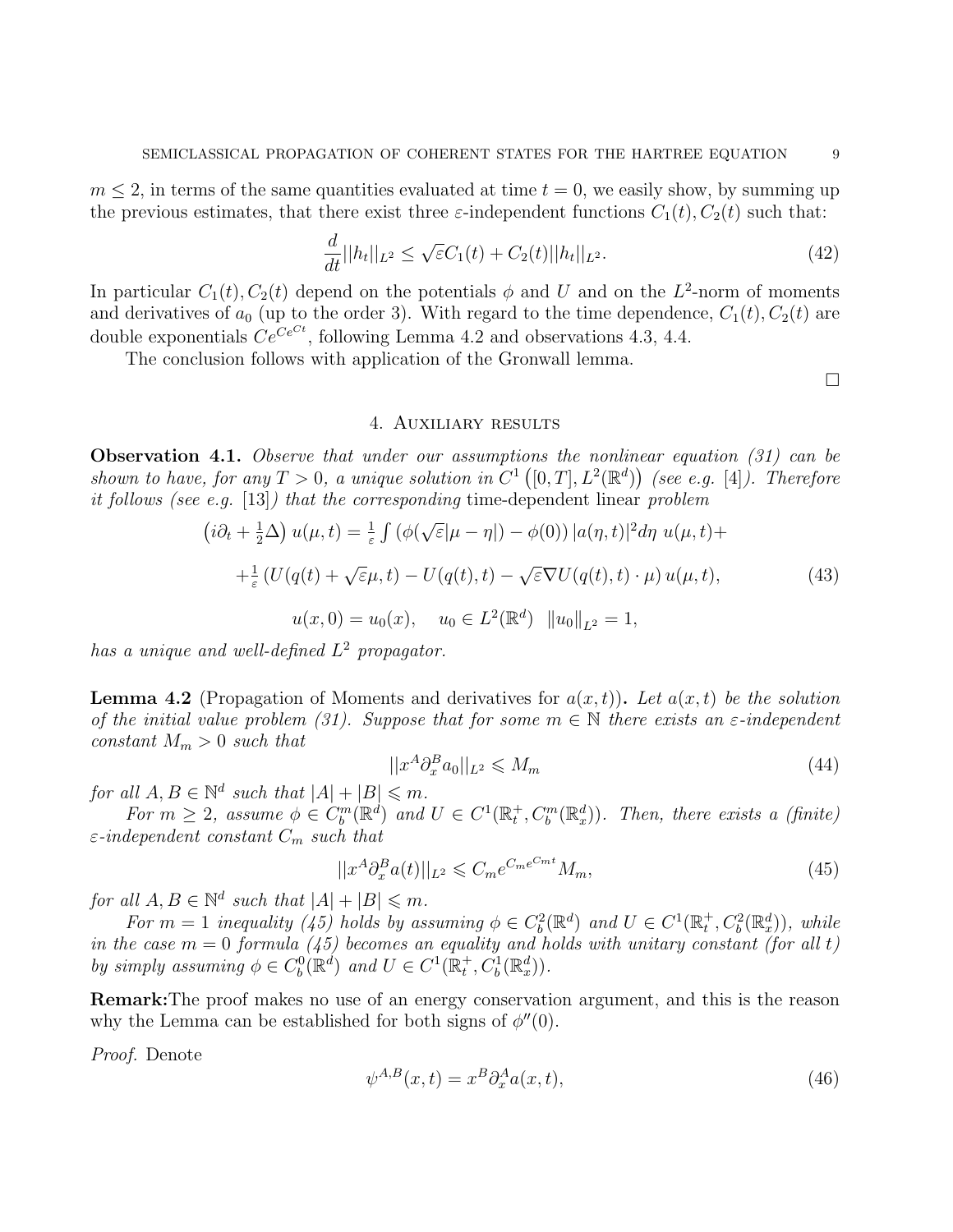$m \leq 2$, in terms of the same quantities evaluated at time $t = 0$, we easily show, by summing up the previous estimates, that there exist three $\varepsilon$-independent functions $C_1(t), C_2(t)$ such that:

$$\frac{d}{dt}||h_t||_{L^2} \leq \sqrt{\varepsilon} C_1(t) + C_2(t)||h_t||_{L^2}. \tag{42}$$

In particular $C_1(t), C_2(t)$ depend on the potentials $\phi$ and $U$ and on the $L^2$-norm of moments and derivatives of $a_0$ (up to the order 3). With regard to the time dependence, $C_1(t), C_2(t)$ are double exponentials $Ce^{Ce^{Ct}}$, following Lemma 4.2 and observations 4.3, 4.4.

The conclusion follows with application of the Gronwall lemma.

□

## 4. Auxiliary results

**Observation 4.1.** *Observe that under our assumptions the nonlinear equation (31) can be shown to have, for any $T > 0$, a unique solution in $C^1\left([0,T], L^2(\mathbb{R}^d)\right)$ (see e.g. [4]). Therefore it follows (see e.g. [13]) that the corresponding* time-dependent linear *problem*

$$\left(i\partial_t + \tfrac{1}{2}\Delta\right) u(\mu,t) = \tfrac{1}{\varepsilon}\int \left(\phi(\sqrt{\varepsilon}|\mu-\eta|) - \phi(0)\right)|a(\eta,t)|^2 d\eta \; u(\mu,t) +$$

$$+\tfrac{1}{\varepsilon}\left(U(q(t)+\sqrt{\varepsilon}\mu,t) - U(q(t),t) - \sqrt{\varepsilon}\nabla U(q(t),t)\cdot\mu\right) u(\mu,t), \tag{43}$$

$$u(x,0) = u_0(x), \quad u_0 \in L^2(\mathbb{R}^d) \;\; \|u_0\|_{L^2} = 1,$$

*has a unique and well-defined $L^2$ propagator.*

**Lemma 4.2** (Propagation of Moments and derivatives for $a(x,t)$)**.** *Let $a(x,t)$ be the solution of the initial value problem (31). Suppose that for some $m \in \mathbb{N}$ there exists an $\varepsilon$-independent constant $M_m > 0$ such that*

$$||x^A \partial_x^B a_0||_{L^2} \leqslant M_m \tag{44}$$

*for all $A, B \in \mathbb{N}^d$ such that $|A| + |B| \leqslant m$.*

*For $m \geq 2$, assume $\phi \in C_b^m(\mathbb{R}^d)$ and $U \in C^1(\mathbb{R}_t^+, C_b^m(\mathbb{R}_x^d))$. Then, there exists a (finite) $\varepsilon$-independent constant $C_m$ such that*

$$||x^A \partial_x^B a(t)||_{L^2} \leqslant C_m e^{C_m e^{C_m t}} M_m, \tag{45}$$

*for all $A, B \in \mathbb{N}^d$ such that $|A| + |B| \leqslant m$.*

*For $m = 1$ inequality (45) holds by assuming $\phi \in C_b^2(\mathbb{R}^d)$ and $U \in C^1(\mathbb{R}_t^+, C_b^2(\mathbb{R}_x^d))$, while in the case $m = 0$ formula (45) becomes an equality and holds with unitary constant (for all $t$) by simply assuming $\phi \in C_b^0(\mathbb{R}^d)$ and $U \in C^1(\mathbb{R}_t^+, C_b^1(\mathbb{R}_x^d))$.*

**Remark:**The proof makes no use of an energy conservation argument, and this is the reason why the Lemma can be established for both signs of $\phi''(0)$.

*Proof.* Denote

$$\psi^{A,B}(x,t) = x^B \partial_x^A a(x,t), \tag{46}$$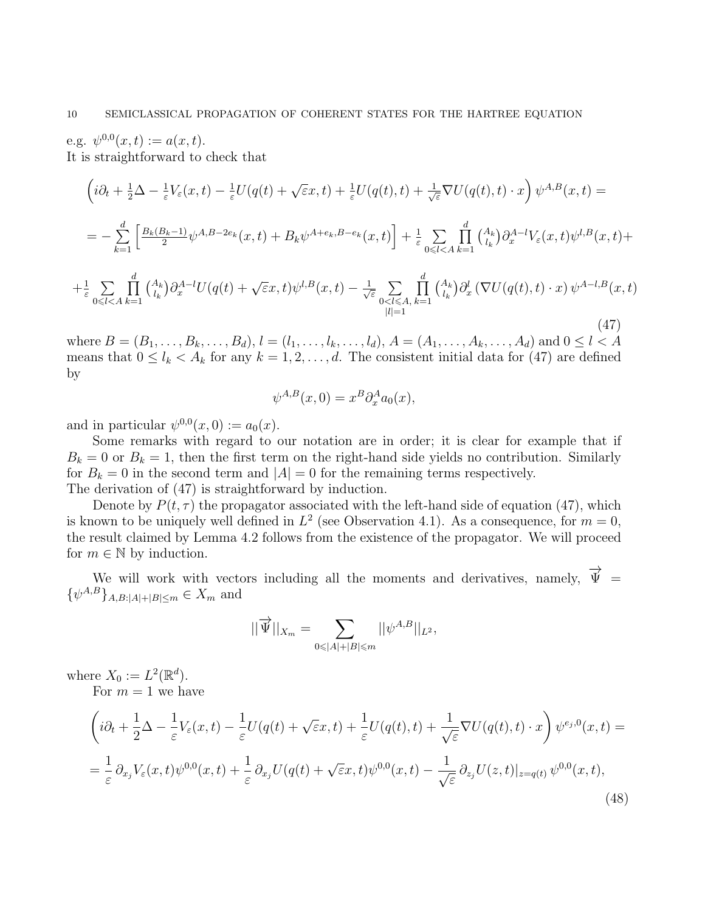e.g. $\psi^{0,0}(x,t) := a(x,t)$.
It is straightforward to check that

$$
\begin{aligned}
&\left(i\partial_t + \tfrac{1}{2}\Delta - \tfrac{1}{\varepsilon}V_\varepsilon(x,t) - \tfrac{1}{\varepsilon}U(q(t)+\sqrt{\varepsilon}x,t) + \tfrac{1}{\varepsilon}U(q(t),t) + \tfrac{1}{\sqrt{\varepsilon}}\nabla U(q(t),t)\cdot x\right)\psi^{A,B}(x,t) = \\
&= -\sum_{k=1}^{d}\left[\tfrac{B_k(B_k-1)}{2}\psi^{A,B-2e_k}(x,t) + B_k\psi^{A+e_k,B-e_k}(x,t)\right] + \tfrac{1}{\varepsilon}\sum_{0\leqslant l<A}\prod_{k=1}^{d}\binom{A_k}{l_k}\partial_x^{A-l}V_\varepsilon(x,t)\psi^{l,B}(x,t) + \\
&+\tfrac{1}{\varepsilon}\sum_{0\leqslant l<A}\prod_{k=1}^{d}\binom{A_k}{l_k}\partial_x^{A-l}U(q(t)+\sqrt{\varepsilon}x,t)\psi^{l,B}(x,t) - \tfrac{1}{\sqrt{\varepsilon}}\sum_{\substack{0<l\leqslant A,\\ |l|=1}}\prod_{k=1}^{d}\binom{A_k}{l_k}\partial_x^{l}\left(\nabla U(q(t),t)\cdot x\right)\psi^{A-l,B}(x,t)
\end{aligned}
\tag{47}
$$

where $B=(B_1,\ldots,B_k,\ldots,B_d)$, $l=(l_1,\ldots,l_k,\ldots,l_d)$, $A=(A_1,\ldots,A_k,\ldots,A_d)$ and $0\le l<A$ means that $0\le l_k<A_k$ for any $k=1,2,\ldots,d$. The consistent initial data for (47) are defined by

$$\psi^{A,B}(x,0) = x^B\partial_x^A a_0(x),$$

and in particular $\psi^{0,0}(x,0) := a_0(x)$.

Some remarks with regard to our notation are in order; it is clear for example that if $B_k=0$ or $B_k=1$, then the first term on the right-hand side yields no contribution. Similarly for $B_k=0$ in the second term and $|A|=0$ for the remaining terms respectively.
The derivation of (47) is straightforward by induction.

Denote by $P(t,\tau)$ the propagator associated with the left-hand side of equation (47), which is known to be uniquely well defined in $L^2$ (see Observation 4.1). As a consequence, for $m=0$, the result claimed by Lemma 4.2 follows from the existence of the propagator. We will proceed for $m\in\mathbb{N}$ by induction.

We will work with vectors including all the moments and derivatives, namely, $\overrightarrow{\Psi} = \{\psi^{A,B}\}_{A,B:|A|+|B|\le m}\in X_m$ and

$$||\overrightarrow{\Psi}||_{X_m} = \sum_{0\leqslant|A|+|B|\leqslant m}||\psi^{A,B}||_{L^2},$$

where $X_0 := L^2(\mathbb{R}^d)$.

For $m=1$ we have

$$
\begin{aligned}
&\left(i\partial_t + \frac{1}{2}\Delta - \frac{1}{\varepsilon}V_\varepsilon(x,t) - \frac{1}{\varepsilon}U(q(t)+\sqrt{\varepsilon}x,t) + \frac{1}{\varepsilon}U(q(t),t) + \frac{1}{\sqrt{\varepsilon}}\nabla U(q(t),t)\cdot x\right)\psi^{e_j,0}(x,t) = \\
&= \frac{1}{\varepsilon}\,\partial_{x_j}V_\varepsilon(x,t)\psi^{0,0}(x,t) + \frac{1}{\varepsilon}\,\partial_{x_j}U(q(t)+\sqrt{\varepsilon}x,t)\psi^{0,0}(x,t) - \frac{1}{\sqrt{\varepsilon}}\,\partial_{z_j}U(z,t)|_{z=q(t)}\,\psi^{0,0}(x,t),
\end{aligned}
\tag{48}
$$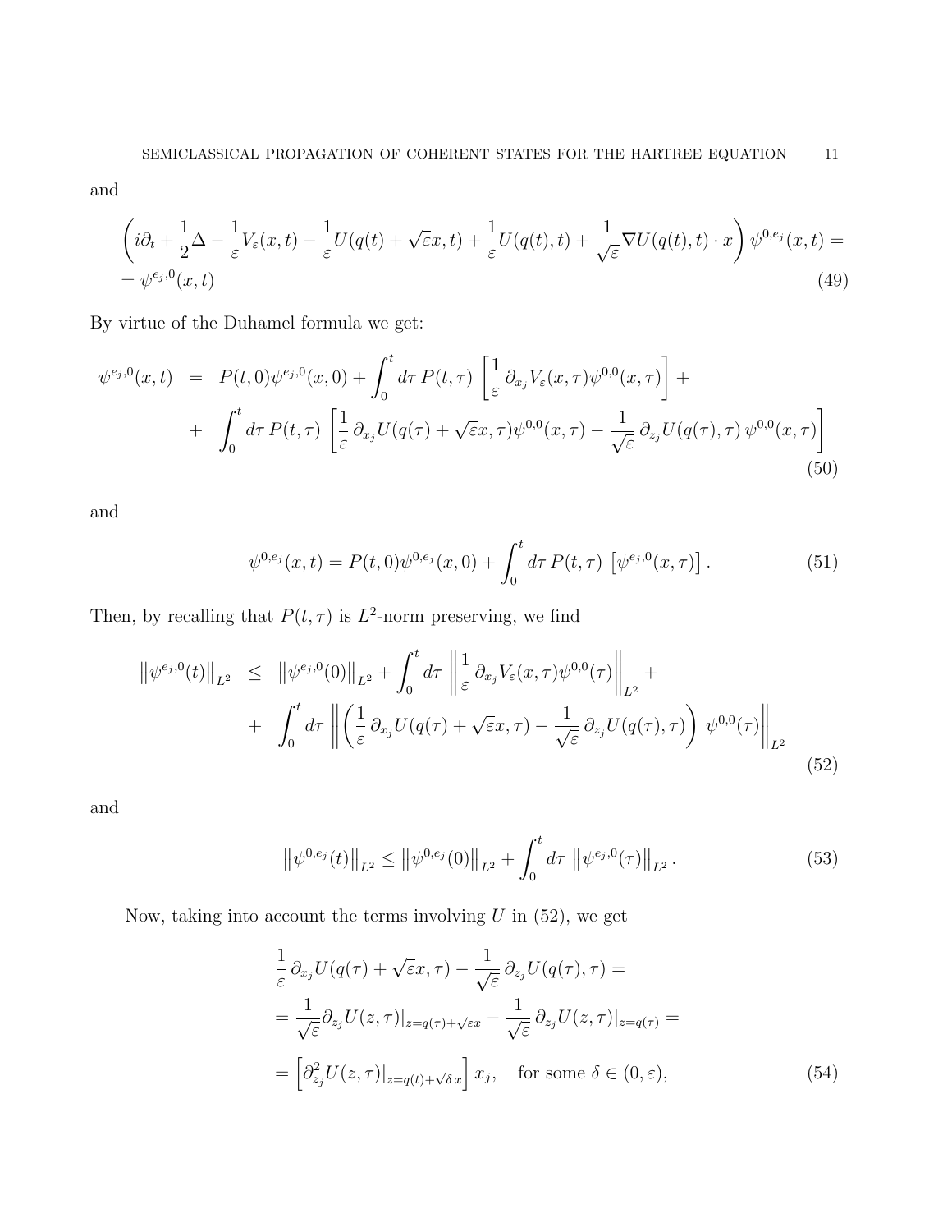and

$$
\begin{aligned}
&\left( i\partial_t + \frac{1}{2}\Delta - \frac{1}{\varepsilon}V_\varepsilon(x,t) - \frac{1}{\varepsilon}U(q(t)+\sqrt{\varepsilon}x,t) + \frac{1}{\varepsilon}U(q(t),t) + \frac{1}{\sqrt{\varepsilon}}\nabla U(q(t),t)\cdot x \right)\psi^{0,e_j}(x,t) = \\
&= \psi^{e_j,0}(x,t)
\end{aligned}
\tag{49}
$$

By virtue of the Duhamel formula we get:

$$
\begin{aligned}
\psi^{e_j,0}(x,t) &= P(t,0)\psi^{e_j,0}(x,0) + \int_0^t d\tau\, P(t,\tau)\left[\frac{1}{\varepsilon}\,\partial_{x_j}V_\varepsilon(x,\tau)\psi^{0,0}(x,\tau)\right] + \\
&+ \int_0^t d\tau\, P(t,\tau)\left[\frac{1}{\varepsilon}\,\partial_{x_j}U(q(\tau)+\sqrt{\varepsilon}x,\tau)\psi^{0,0}(x,\tau) - \frac{1}{\sqrt{\varepsilon}}\,\partial_{z_j}U(q(\tau),\tau)\,\psi^{0,0}(x,\tau)\right]
\end{aligned}
\tag{50}
$$

and

$$
\psi^{0,e_j}(x,t) = P(t,0)\psi^{0,e_j}(x,0) + \int_0^t d\tau\, P(t,\tau)\left[\psi^{e_j,0}(x,\tau)\right]. \tag{51}
$$

Then, by recalling that $P(t,\tau)$ is $L^2$-norm preserving, we find

$$
\begin{aligned}
\left\|\psi^{e_j,0}(t)\right\|_{L^2} &\leq \left\|\psi^{e_j,0}(0)\right\|_{L^2} + \int_0^t d\tau\,\left\|\frac{1}{\varepsilon}\,\partial_{x_j}V_\varepsilon(x,\tau)\psi^{0,0}(\tau)\right\|_{L^2} + \\
&+ \int_0^t d\tau\,\left\|\left(\frac{1}{\varepsilon}\,\partial_{x_j}U(q(\tau)+\sqrt{\varepsilon}x,\tau) - \frac{1}{\sqrt{\varepsilon}}\,\partial_{z_j}U(q(\tau),\tau)\right)\,\psi^{0,0}(\tau)\right\|_{L^2}
\end{aligned}
\tag{52}
$$

and

$$
\left\|\psi^{0,e_j}(t)\right\|_{L^2} \leq \left\|\psi^{0,e_j}(0)\right\|_{L^2} + \int_0^t d\tau\,\left\|\psi^{e_j,0}(\tau)\right\|_{L^2}. \tag{53}
$$

Now, taking into account the terms involving $U$ in (52), we get

$$
\begin{aligned}
&\frac{1}{\varepsilon}\,\partial_{x_j}U(q(\tau)+\sqrt{\varepsilon}x,\tau) - \frac{1}{\sqrt{\varepsilon}}\,\partial_{z_j}U(q(\tau),\tau) = \\
&= \frac{1}{\sqrt{\varepsilon}}\partial_{z_j}U(z,\tau)|_{z=q(\tau)+\sqrt{\varepsilon}x} - \frac{1}{\sqrt{\varepsilon}}\,\partial_{z_j}U(z,\tau)|_{z=q(\tau)} = \\
&= \left[\partial^2_{z_j}U(z,\tau)|_{z=q(t)+\sqrt{\delta}\,x}\right]x_j, \quad \text{for some } \delta\in(0,\varepsilon),
\end{aligned}
\tag{54}
$$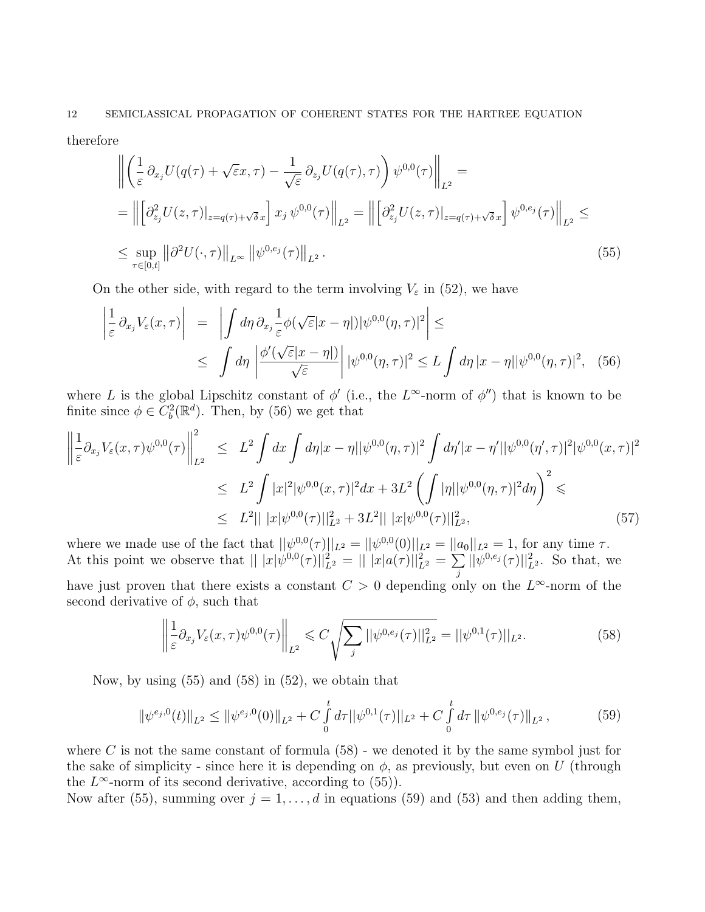therefore

$$
\begin{aligned}
&\left\| \left( \frac{1}{\varepsilon}\, \partial_{x_j} U(q(\tau) + \sqrt{\varepsilon} x, \tau) - \frac{1}{\sqrt{\varepsilon}}\, \partial_{z_j} U(q(\tau), \tau) \right) \psi^{0,0}(\tau) \right\|_{L^2} = \\
&= \left\| \left[ \partial^2_{z_j} U(z,\tau)|_{z=q(\tau)+\sqrt{\delta}\, x} \right] x_j\, \psi^{0,0}(\tau) \right\|_{L^2} = \left\| \left[ \partial^2_{z_j} U(z,\tau)|_{z=q(\tau)+\sqrt{\delta}\, x} \right] \psi^{0,e_j}(\tau) \right\|_{L^2} \leq \\
&\leq \sup_{\tau \in [0,t]} \left\| \partial^2 U(\cdot, \tau) \right\|_{L^\infty} \left\| \psi^{0,e_j}(\tau) \right\|_{L^2}. \qquad (55)
\end{aligned}
$$

On the other side, with regard to the term involving $V_\varepsilon$ in (52), we have

$$
\begin{aligned}
\left| \frac{1}{\varepsilon}\, \partial_{x_j} V_\varepsilon(x,\tau) \right| &= \left| \int d\eta\, \partial_{x_j} \frac{1}{\varepsilon} \phi(\sqrt{\varepsilon}|x-\eta|) |\psi^{0,0}(\eta,\tau)|^2 \right| \leq \\
&\leq \int d\eta \left| \frac{\phi'(\sqrt{\varepsilon}|x-\eta|)}{\sqrt{\varepsilon}} \right| |\psi^{0,0}(\eta,\tau)|^2 \leq L \int d\eta\, |x-\eta| |\psi^{0,0}(\eta,\tau)|^2, \quad (56)
\end{aligned}
$$

where $L$ is the global Lipschitz constant of $\phi'$ (i.e., the $L^\infty$-norm of $\phi''$) that is known to be finite since $\phi \in C^2_b(\mathbb{R}^d)$. Then, by (56) we get that

$$
\begin{aligned}
\left\| \frac{1}{\varepsilon} \partial_{x_j} V_\varepsilon(x,\tau) \psi^{0,0}(\tau) \right\|^2_{L^2} &\leq L^2 \int dx \int d\eta |x-\eta| |\psi^{0,0}(\eta,\tau)|^2 \int d\eta' |x-\eta'| |\psi^{0,0}(\eta',\tau)|^2 |\psi^{0,0}(x,\tau)|^2 \\
&\leq L^2 \int |x|^2 |\psi^{0,0}(x,\tau)|^2 dx + 3L^2 \left( \int |\eta| |\psi^{0,0}(\eta,\tau)|^2 d\eta \right)^2 \leqslant \\
&\leq L^2 ||\, |x| \psi^{0,0}(\tau)||^2_{L^2} + 3L^2 ||\, |x| \psi^{0,0}(\tau)||^2_{L^2}, \qquad (57)
\end{aligned}
$$

where we made use of the fact that $||\psi^{0,0}(\tau)||_{L^2} = ||\psi^{0,0}(0)||_{L^2} = ||a_0||_{L^2} = 1$, for any time $\tau$. At this point we observe that $||\, |x|\psi^{0,0}(\tau)||^2_{L^2} = ||\, |x| a(\tau)||^2_{L^2} = \sum_j ||\psi^{0,e_j}(\tau)||^2_{L^2}$. So that, we have just proven that there exists a constant $C > 0$ depending only on the $L^\infty$-norm of the second derivative of $\phi$, such that

$$
\left\| \frac{1}{\varepsilon} \partial_{x_j} V_\varepsilon(x,\tau) \psi^{0,0}(\tau) \right\|_{L^2} \leqslant C \sqrt{\sum_j ||\psi^{0,e_j}(\tau)||^2_{L^2}} = ||\psi^{0,1}(\tau)||_{L^2}. \qquad (58)
$$

Now, by using (55) and (58) in (52), we obtain that

$$
\|\psi^{e_j,0}(t)\|_{L^2} \leq \|\psi^{e_j,0}(0)\|_{L^2} + C \int_0^t d\tau ||\psi^{0,1}(\tau)||_{L^2} + C \int_0^t d\tau \left\| \psi^{0,e_j}(\tau) \right\|_{L^2}, \qquad (59)
$$

where $C$ is not the same constant of formula (58) - we denoted it by the same symbol just for the sake of simplicity - since here it is depending on $\phi$, as previously, but even on $U$ (through the $L^\infty$-norm of its second derivative, according to (55)).
Now after (55), summing over $j = 1, \ldots, d$ in equations (59) and (53) and then adding them,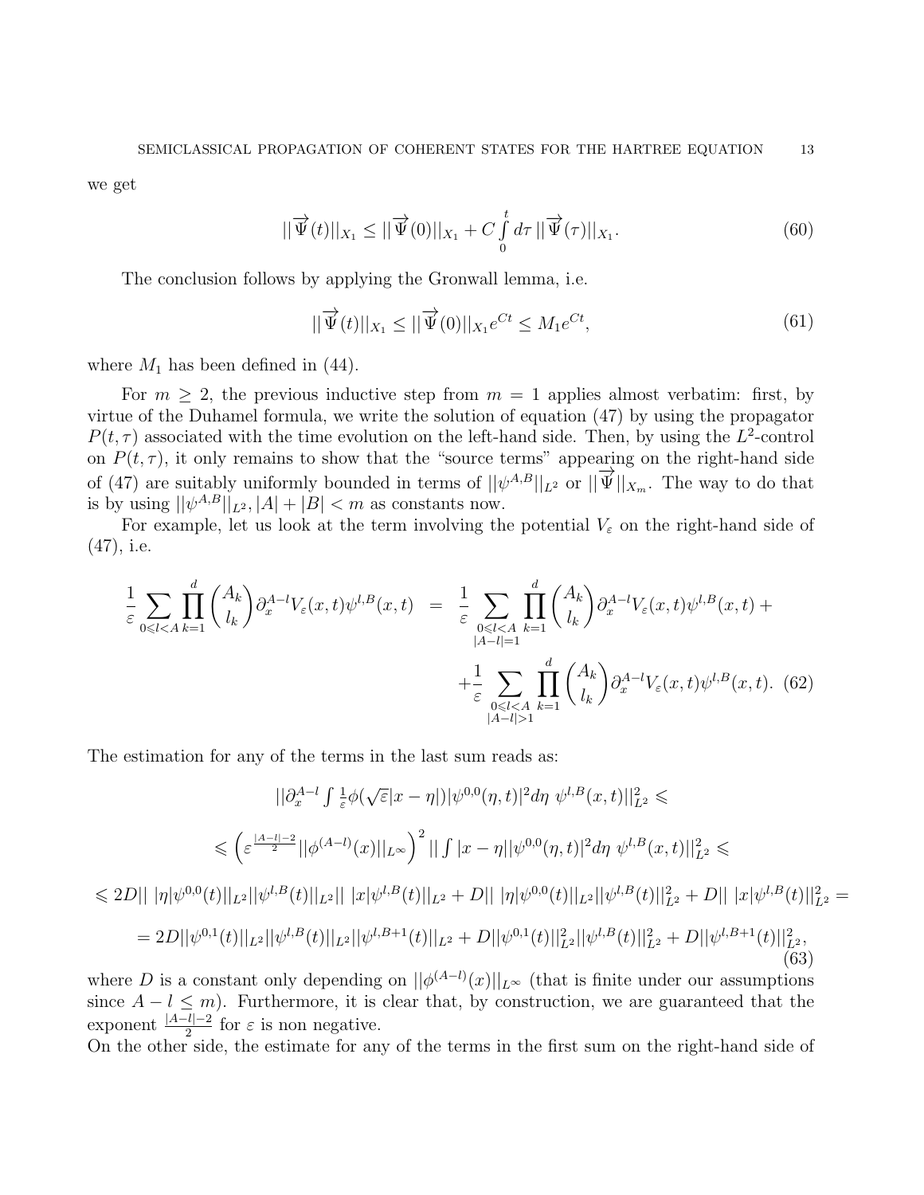we get

$$||\overrightarrow{\Psi}(t)||_{X_1} \leq ||\overrightarrow{\Psi}(0)||_{X_1} + C\int_0^t d\tau\, ||\overrightarrow{\Psi}(\tau)||_{X_1}. \tag{60}$$

The conclusion follows by applying the Gronwall lemma, i.e.

$$||\overrightarrow{\Psi}(t)||_{X_1} \leq ||\overrightarrow{\Psi}(0)||_{X_1} e^{Ct} \leq M_1 e^{Ct}, \tag{61}$$

where $M_1$ has been defined in (44).

For $m \geq 2$, the previous inductive step from $m = 1$ applies almost verbatim: first, by virtue of the Duhamel formula, we write the solution of equation (47) by using the propagator $P(t, \tau)$ associated with the time evolution on the left-hand side. Then, by using the $L^2$-control on $P(t, \tau)$, it only remains to show that the "source terms" appearing on the right-hand side of (47) are suitably uniformly bounded in terms of $||\psi^{A,B}||_{L^2}$ or $||\overrightarrow{\Psi}||_{X_m}$. The way to do that is by using $||\psi^{A,B}||_{L^2}, |A| + |B| < m$ as constants now.

For example, let us look at the term involving the potential $V_\varepsilon$ on the right-hand side of (47), i.e.

$$\begin{aligned}\frac{1}{\varepsilon}\sum_{0\leqslant l<A}\prod_{k=1}^{d}\binom{A_k}{l_k}\partial_x^{A-l}V_\varepsilon(x,t)\psi^{l,B}(x,t) &= \frac{1}{\varepsilon}\sum_{\substack{0\leqslant l<A\\|A-l|=1}}\prod_{k=1}^{d}\binom{A_k}{l_k}\partial_x^{A-l}V_\varepsilon(x,t)\psi^{l,B}(x,t) + \\ &+\frac{1}{\varepsilon}\sum_{\substack{0\leqslant l<A\\|A-l|>1}}\prod_{k=1}^{d}\binom{A_k}{l_k}\partial_x^{A-l}V_\varepsilon(x,t)\psi^{l,B}(x,t).\end{aligned} \tag{62}$$

The estimation for any of the terms in the last sum reads as:

$$\begin{aligned}
&||\partial_x^{A-l}\int \tfrac{1}{\varepsilon}\phi(\sqrt{\varepsilon}|x-\eta|)|\psi^{0,0}(\eta,t)|^2 d\eta\ \psi^{l,B}(x,t)||_{L^2}^2 \leqslant \\
&\leqslant \left(\varepsilon^{\frac{|A-l|-2}{2}}||\phi^{(A-l)}(x)||_{L^\infty}\right)^2 ||\int |x-\eta||\psi^{0,0}(\eta,t)|^2 d\eta\ \psi^{l,B}(x,t)||_{L^2}^2 \leqslant \\
&\leqslant 2D||\ |\eta|\psi^{0,0}(t)||_{L^2}||\psi^{l,B}(t)||_{L^2}||\ |x|\psi^{l,B}(t)||_{L^2} + D||\ |\eta|\psi^{0,0}(t)||_{L^2}||\psi^{l,B}(t)||_{L^2}^2 + D||\ |x|\psi^{l,B}(t)||_{L^2}^2 = \\
&= 2D||\psi^{0,1}(t)||_{L^2}||\psi^{l,B}(t)||_{L^2}||\psi^{l,B+1}(t)||_{L^2} + D||\psi^{0,1}(t)||_{L^2}^2||\psi^{l,B}(t)||_{L^2}^2 + D||\psi^{l,B+1}(t)||_{L^2}^2,
\end{aligned} \tag{63}$$

where $D$ is a constant only depending on $||\phi^{(A-l)}(x)||_{L^\infty}$ (that is finite under our assumptions since $A - l \leq m$). Furthermore, it is clear that, by construction, we are guaranteed that the exponent $\frac{|A-l|-2}{2}$ for $\varepsilon$ is non negative.

On the other side, the estimate for any of the terms in the first sum on the right-hand side of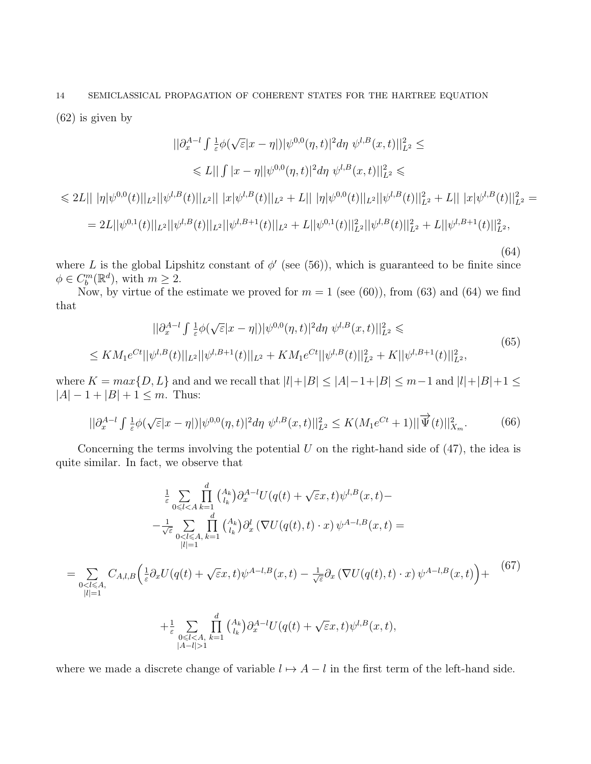(62) is given by

$$
\begin{gathered}
||\partial_x^{A-l} \int \tfrac{1}{\varepsilon}\phi(\sqrt{\varepsilon}|x-\eta|)|\psi^{0,0}(\eta,t)|^2 d\eta \; \psi^{l,B}(x,t)||_{L^2}^2 \leq \\
\leqslant L|| \int |x-\eta||\psi^{0,0}(\eta,t)|^2 d\eta \; \psi^{l,B}(x,t)||_{L^2}^2 \leqslant \\
\leqslant 2L|| \; |\eta|\psi^{0,0}(t)||_{L^2}||\psi^{l,B}(t)||_{L^2}|| \; |x|\psi^{l,B}(t)||_{L^2} + L|| \; |\eta|\psi^{0,0}(t)||_{L^2}||\psi^{l,B}(t)||_{L^2}^2 + L|| \; |x|\psi^{l,B}(t)||_{L^2}^2 = \\
= 2L||\psi^{0,1}(t)||_{L^2}||\psi^{l,B}(t)||_{L^2}||\psi^{l,B+1}(t)||_{L^2} + L||\psi^{0,1}(t)||_{L^2}^2||\psi^{l,B}(t)||_{L^2}^2 + L||\psi^{l,B+1}(t)||_{L^2}^2,
\end{gathered}
\tag{64}
$$

where $L$ is the global Lipshitz constant of $\phi'$ (see (56)), which is guaranteed to be finite since $\phi \in C_b^m(\mathbb{R}^d)$, with $m \geq 2$.

Now, by virtue of the estimate we proved for $m = 1$ (see (60)), from (63) and (64) we find that

$$
\begin{gathered}
||\partial_x^{A-l} \int \tfrac{1}{\varepsilon}\phi(\sqrt{\varepsilon}|x-\eta|)|\psi^{0,0}(\eta,t)|^2 d\eta \; \psi^{l,B}(x,t)||_{L^2}^2 \leqslant \\
\leq KM_1 e^{Ct}||\psi^{l,B}(t)||_{L^2}||\psi^{l,B+1}(t)||_{L^2} + KM_1 e^{Ct}||\psi^{l,B}(t)||_{L^2}^2 + K||\psi^{l,B+1}(t)||_{L^2}^2,
\end{gathered}
\tag{65}
$$

where $K = max\{D, L\}$ and and we recall that $|l|+|B| \leq |A|-1+|B| \leq m-1$ and $|l|+|B|+1 \leq |A|-1+|B|+1 \leq m$. Thus:

$$
||\partial_x^{A-l} \int \tfrac{1}{\varepsilon}\phi(\sqrt{\varepsilon}|x-\eta|)|\psi^{0,0}(\eta,t)|^2 d\eta \; \psi^{l,B}(x,t)||_{L^2}^2 \leq K(M_1 e^{Ct}+1)||\overrightarrow{\Psi}(t)||_{X_m}^2. \tag{66}
$$

Concerning the terms involving the potential $U$ on the right-hand side of (47), the idea is quite similar. In fact, we observe that

$$
\begin{gathered}
\tfrac{1}{\varepsilon} \sum_{0 \leqslant l < A} \prod_{k=1}^{d} \tbinom{A_k}{l_k} \partial_x^{A-l} U(q(t)+\sqrt{\varepsilon}x,t)\psi^{l,B}(x,t) - \\
-\tfrac{1}{\sqrt{\varepsilon}} \sum_{\substack{0<l\leqslant A,\\ |l|=1}} \prod_{k=1}^{d} \tbinom{A_k}{l_k} \partial_x^{l} \left(\nabla U(q(t),t)\cdot x\right)\psi^{A-l,B}(x,t) = \\
= \sum_{\substack{0<l\leqslant A,\\ |l|=1}} C_{A,l,B}\Big( \tfrac{1}{\varepsilon}\partial_x U(q(t)+\sqrt{\varepsilon}x,t)\psi^{A-l,B}(x,t) - \tfrac{1}{\sqrt{\varepsilon}}\partial_x \left(\nabla U(q(t),t)\cdot x\right)\psi^{A-l,B}(x,t)\Big) + \\
+\tfrac{1}{\varepsilon} \sum_{\substack{0\leqslant l<A,\\ |A-l|>1}} \prod_{k=1}^{d} \tbinom{A_k}{l_k} \partial_x^{A-l} U(q(t)+\sqrt{\varepsilon}x,t)\psi^{l,B}(x,t),
\end{gathered}
\tag{67}
$$

where we made a discrete change of variable $l \mapsto A-l$ in the first term of the left-hand side.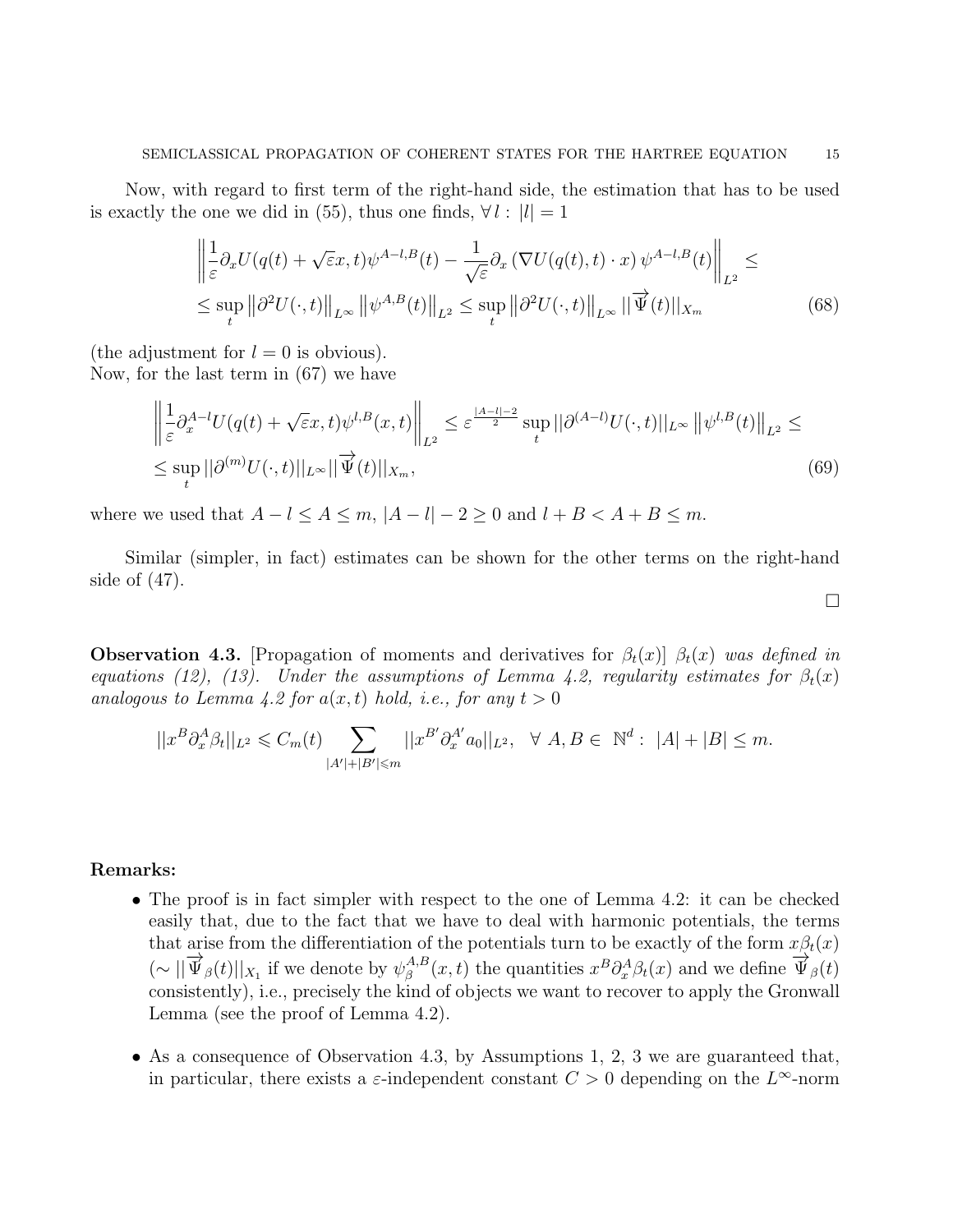Now, with regard to first term of the right-hand side, the estimation that has to be used is exactly the one we did in (55), thus one finds, $\forall\, l : \, |l| = 1$

$$
\begin{aligned}
&\left\| \frac{1}{\varepsilon}\partial_x U(q(t)+\sqrt{\varepsilon}x,t)\psi^{A-l,B}(t) - \frac{1}{\sqrt{\varepsilon}}\partial_x \left(\nabla U(q(t),t)\cdot x\right)\psi^{A-l,B}(t)\right\|_{L^2} \leq \\
&\leq \sup_t \left\|\partial^2 U(\cdot,t)\right\|_{L^\infty} \left\|\psi^{A,B}(t)\right\|_{L^2} \leq \sup_t \left\|\partial^2 U(\cdot,t)\right\|_{L^\infty} ||\overrightarrow{\Psi}(t)||_{X_m} \qquad (68)
\end{aligned}
$$

(the adjustment for $l = 0$ is obvious).
Now, for the last term in (67) we have

$$
\begin{aligned}
&\left\| \frac{1}{\varepsilon}\partial_x^{A-l} U(q(t)+\sqrt{\varepsilon}x,t)\psi^{l,B}(x,t)\right\|_{L^2} \leq \varepsilon^{\frac{|A-l|-2}{2}} \sup_t ||\partial^{(A-l)}U(\cdot,t)||_{L^\infty} \left\|\psi^{l,B}(t)\right\|_{L^2} \leq \\
&\leq \sup_t ||\partial^{(m)}U(\cdot,t)||_{L^\infty} ||\overrightarrow{\Psi}(t)||_{X_m}, \qquad (69)
\end{aligned}
$$

where we used that $A - l \leq A \leq m$, $|A - l| - 2 \geq 0$ and $l + B < A + B \leq m$.

Similar (simpler, in fact) estimates can be shown for the other terms on the right-hand side of (47).

□

**Observation 4.3.** [Propagation of moments and derivatives for $\beta_t(x)$] *$\beta_t(x)$ was defined in equations (12), (13). Under the assumptions of Lemma 4.2, regularity estimates for $\beta_t(x)$ analogous to Lemma 4.2 for $a(x,t)$ hold, i.e., for any $t > 0$*

$$
||x^B \partial_x^A \beta_t||_{L^2} \leqslant C_m(t) \sum_{|A'|+|B'|\leqslant m} ||x^{B'}\partial_x^{A'} a_0||_{L^2}, \quad \forall\ A, B \in\ \mathbb{N}^d :\ |A| + |B| \leq m.
$$

**Remarks:**

- The proof is in fact simpler with respect to the one of Lemma 4.2: it can be checked easily that, due to the fact that we have to deal with harmonic potentials, the terms that arise from the differentiation of the potentials turn to be exactly of the form $x\beta_t(x)$ ($\sim ||\overrightarrow{\Psi}_\beta(t)||_{X_1}$ if we denote by $\psi_\beta^{A,B}(x,t)$ the quantities $x^B \partial_x^A \beta_t(x)$ and we define $\overrightarrow{\Psi}_\beta(t)$ consistently), i.e., precisely the kind of objects we want to recover to apply the Gronwall Lemma (see the proof of Lemma 4.2).
- As a consequence of Observation 4.3, by Assumptions 1, 2, 3 we are guaranteed that, in particular, there exists a $\varepsilon$-independent constant $C > 0$ depending on the $L^\infty$-norm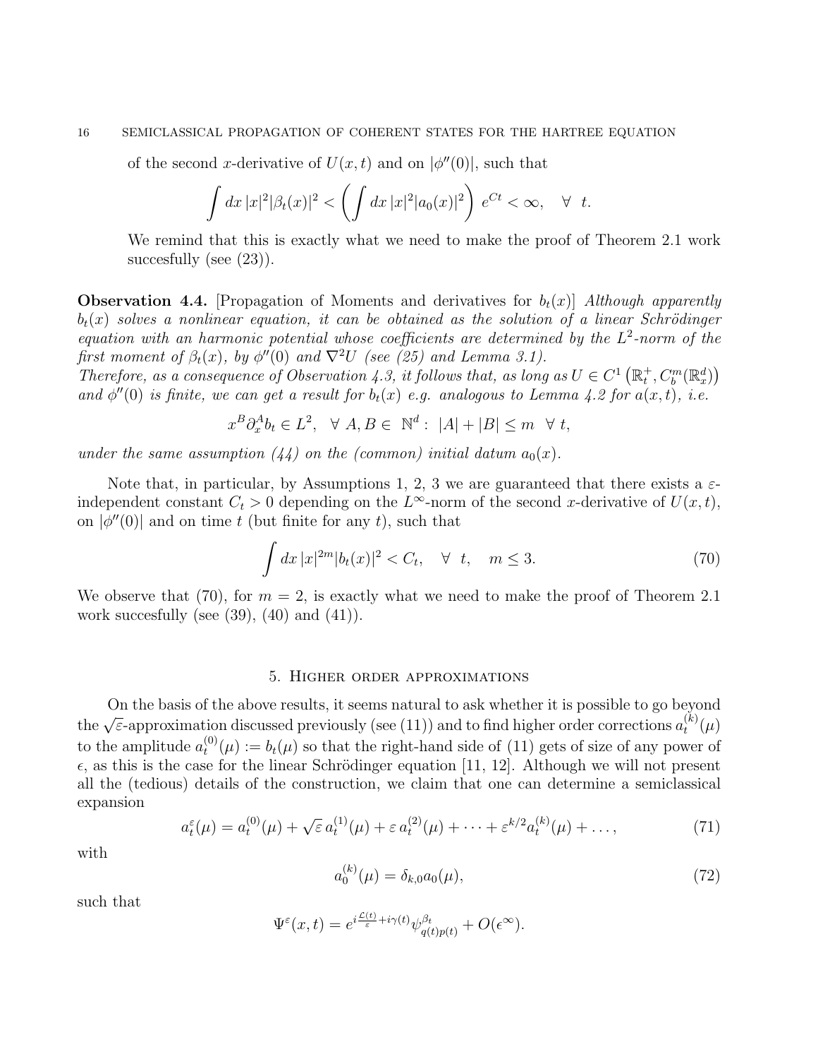of the second $x$-derivative of $U(x,t)$ and on $|\phi''(0)|$, such that

$$\int dx\,|x|^2|\beta_t(x)|^2 < \left(\int dx\,|x|^2|a_0(x)|^2\right)\,e^{Ct} < \infty, \quad \forall\ t.$$

We remind that this is exactly what we need to make the proof of Theorem 2.1 work succesfully (see (23)).

**Observation 4.4.** [Propagation of Moments and derivatives for $b_t(x)$] *Although apparently $b_t(x)$ solves a nonlinear equation, it can be obtained as the solution of a linear Schrödinger equation with an harmonic potential whose coefficients are determined by the $L^2$-norm of the first moment of $\beta_t(x)$, by $\phi''(0)$ and $\nabla^2 U$ (see (25) and Lemma 3.1).*
*Therefore, as a consequence of Observation 4.3, it follows that, as long as $U \in C^1\left(\mathbb{R}_t^+, C_b^m(\mathbb{R}_x^d)\right)$ and $\phi''(0)$ is finite, we can get a result for $b_t(x)$ e.g. analogous to Lemma 4.2 for $a(x,t)$, i.e.*

$$x^B \partial_x^A b_t \in L^2, \quad \forall\ A, B \in\ \mathbb{N}^d:\ |A|+|B| \leq m \quad \forall\ t,$$

*under the same assumption (44) on the (common) initial datum $a_0(x)$.*

Note that, in particular, by Assumptions 1, 2, 3 we are guaranteed that there exists a $\varepsilon$-independent constant $C_t > 0$ depending on the $L^\infty$-norm of the second $x$-derivative of $U(x,t)$, on $|\phi''(0)|$ and on time $t$ (but finite for any $t$), such that

$$\int dx\,|x|^{2m}|b_t(x)|^2 < C_t, \quad \forall\ t, \quad m \leq 3. \tag{70}$$

We observe that (70), for $m = 2$, is exactly what we need to make the proof of Theorem 2.1 work succesfully (see (39), (40) and (41)).

## 5. Higher order approximations

On the basis of the above results, it seems natural to ask whether it is possible to go beyond the $\sqrt{\varepsilon}$-approximation discussed previously (see (11)) and to find higher order corrections $a_t^{(k)}(\mu)$ to the amplitude $a_t^{(0)}(\mu) := b_t(\mu)$ so that the right-hand side of (11) gets of size of any power of $\epsilon$, as this is the case for the linear Schrödinger equation [11, 12]. Although we will not present all the (tedious) details of the construction, we claim that one can determine a semiclassical expansion

$$a_t^\varepsilon(\mu) = a_t^{(0)}(\mu) + \sqrt{\varepsilon}\,a_t^{(1)}(\mu) + \varepsilon\,a_t^{(2)}(\mu) + \cdots + \varepsilon^{k/2}a_t^{(k)}(\mu) + \ldots, \tag{71}$$

with

$$a_0^{(k)}(\mu) = \delta_{k,0}a_0(\mu), \tag{72}$$

such that

$$\Psi^\varepsilon(x,t) = e^{i\frac{\mathcal{L}(t)}{\varepsilon}+i\gamma(t)}\psi^{\beta_t}_{q(t)p(t)} + O(\epsilon^\infty).$$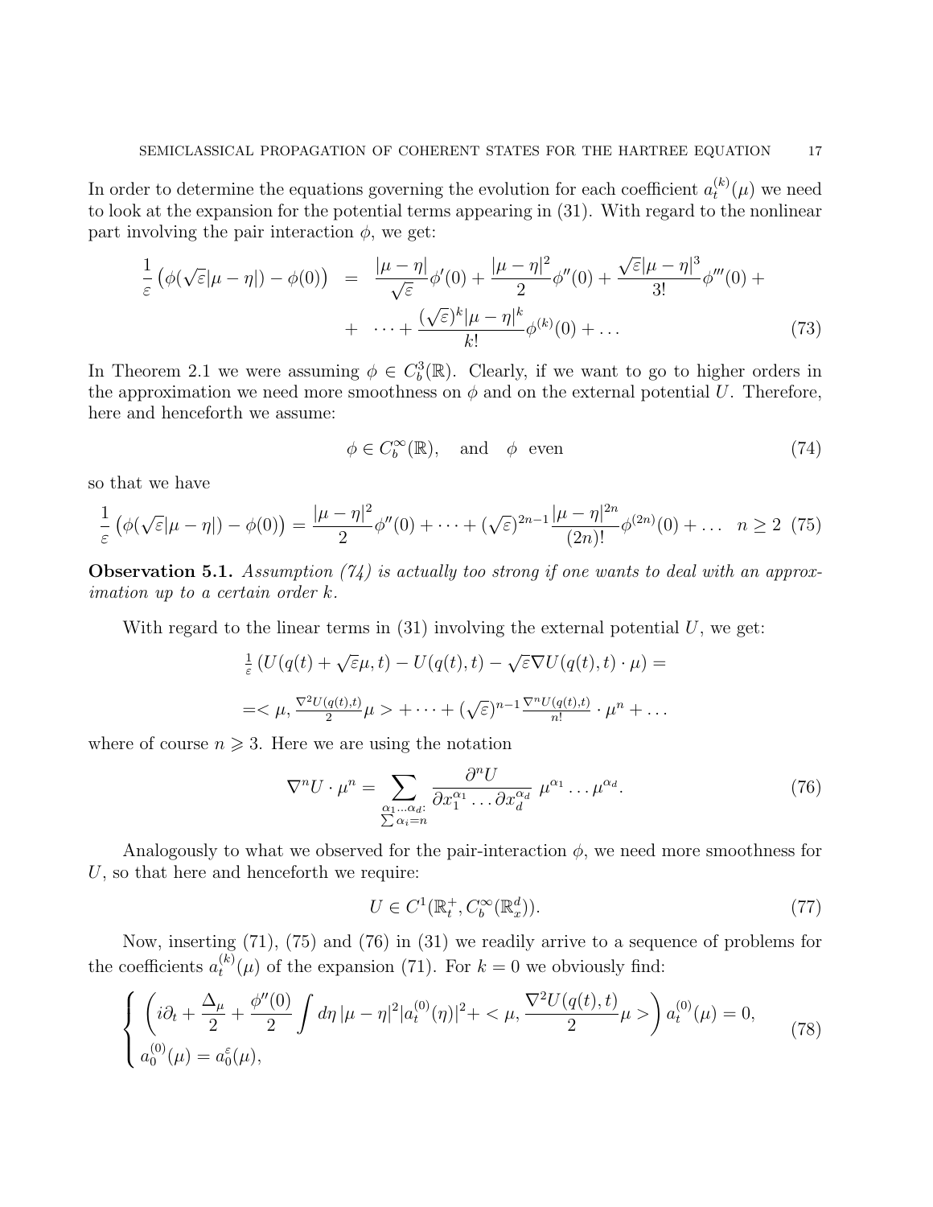In order to determine the equations governing the evolution for each coefficient $a_t^{(k)}(\mu)$ we need to look at the expansion for the potential terms appearing in (31). With regard to the nonlinear part involving the pair interaction $\phi$, we get:

$$
\begin{aligned}
\frac{1}{\varepsilon}\left(\phi(\sqrt{\varepsilon}|\mu-\eta|)-\phi(0)\right) &= \frac{|\mu-\eta|}{\sqrt{\varepsilon}}\phi'(0)+\frac{|\mu-\eta|^2}{2}\phi''(0)+\frac{\sqrt{\varepsilon}|\mu-\eta|^3}{3!}\phi'''(0)+ \\
&+ \quad \cdots + \frac{(\sqrt{\varepsilon})^k|\mu-\eta|^k}{k!}\phi^{(k)}(0)+\dots \qquad (73)
\end{aligned}
$$

In Theorem 2.1 we were assuming $\phi \in C_b^3(\mathbb{R})$. Clearly, if we want to go to higher orders in the approximation we need more smoothness on $\phi$ and on the external potential $U$. Therefore, here and henceforth we assume:

$$
\phi \in C_b^\infty(\mathbb{R}), \quad \text{and} \quad \phi \;\; \text{even} \qquad (74)
$$

so that we have

$$
\frac{1}{\varepsilon}\left(\phi(\sqrt{\varepsilon}|\mu-\eta|)-\phi(0)\right)=\frac{|\mu-\eta|^2}{2}\phi''(0)+\cdots+(\sqrt{\varepsilon})^{2n-1}\frac{|\mu-\eta|^{2n}}{(2n)!}\phi^{(2n)}(0)+\dots \quad n\geq 2 \qquad (75)
$$

**Observation 5.1.** *Assumption (74) is actually too strong if one wants to deal with an approximation up to a certain order $k$.*

With regard to the linear terms in (31) involving the external potential $U$, we get:

$$
\frac{1}{\varepsilon}\left(U(q(t)+\sqrt{\varepsilon}\mu,t)-U(q(t),t)-\sqrt{\varepsilon}\nabla U(q(t),t)\cdot\mu\right)=
$$

$$
=<\mu,\frac{\nabla^2 U(q(t),t)}{2}\mu>+\cdots+(\sqrt{\varepsilon})^{n-1}\frac{\nabla^n U(q(t),t)}{n!}\cdot\mu^n+\dots
$$

where of course $n \geqslant 3$. Here we are using the notation

$$
\nabla^n U\cdot\mu^n=\sum_{\substack{\alpha_1\ldots\alpha_d:\\ \sum\alpha_i=n}}\frac{\partial^n U}{\partial x_1^{\alpha_1}\ldots\partial x_d^{\alpha_d}}\;\mu^{\alpha_1}\ldots\mu^{\alpha_d}. \qquad (76)
$$

Analogously to what we observed for the pair-interaction $\phi$, we need more smoothness for $U$, so that here and henceforth we require:

$$
U\in C^1(\mathbb{R}_t^+,C_b^\infty(\mathbb{R}_x^d)). \qquad (77)
$$

Now, inserting (71), (75) and (76) in (31) we readily arrive to a sequence of problems for the coefficients $a_t^{(k)}(\mu)$ of the expansion (71). For $k=0$ we obviously find:

$$
\left\{
\begin{array}{l}
\left(i\partial_t+\dfrac{\Delta_\mu}{2}+\dfrac{\phi''(0)}{2}\displaystyle\int d\eta\,|\mu-\eta|^2|a_t^{(0)}(\eta)|^2+<\mu,\dfrac{\nabla^2 U(q(t),t)}{2}\mu>\right)a_t^{(0)}(\mu)=0,\\
a_0^{(0)}(\mu)=a_0^\varepsilon(\mu),
\end{array}
\right. \qquad (78)
$$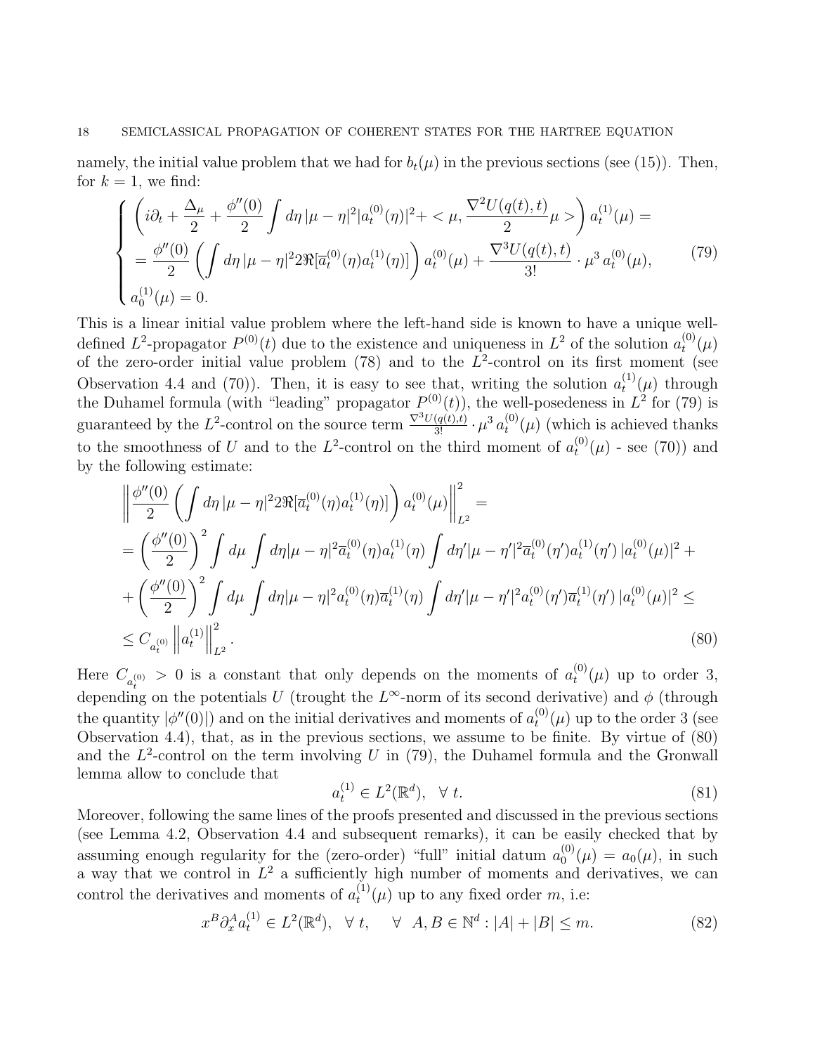namely, the initial value problem that we had for $b_t(\mu)$ in the previous sections (see (15)). Then, for $k=1$, we find:

$$
\begin{cases}
\left( i\partial_t + \frac{\Delta_\mu}{2} + \frac{\phi''(0)}{2} \int d\eta \, |\mu-\eta|^2 |a_t^{(0)}(\eta)|^2 + <\mu, \frac{\nabla^2 U(q(t),t)}{2}\mu> \right) a_t^{(1)}(\mu) = \\
= \frac{\phi''(0)}{2} \left( \int d\eta \, |\mu-\eta|^2 2\Re[\overline{a}_t^{(0)}(\eta) a_t^{(1)}(\eta)] \right) a_t^{(0)}(\mu) + \frac{\nabla^3 U(q(t),t)}{3!} \cdot \mu^3 \, a_t^{(0)}(\mu), \\
a_0^{(1)}(\mu) = 0.
\end{cases}
\tag{79}
$$

This is a linear initial value problem where the left-hand side is known to have a unique well-defined $L^2$-propagator $P^{(0)}(t)$ due to the existence and uniqueness in $L^2$ of the solution $a_t^{(0)}(\mu)$ of the zero-order initial value problem (78) and to the $L^2$-control on its first moment (see Observation 4.4 and (70)). Then, it is easy to see that, writing the solution $a_t^{(1)}(\mu)$ through the Duhamel formula (with "leading" propagator $P^{(0)}(t)$), the well-posedeness in $L^2$ for (79) is guaranteed by the $L^2$-control on the source term $\frac{\nabla^3 U(q(t),t)}{3!} \cdot \mu^3 \, a_t^{(0)}(\mu)$ (which is achieved thanks to the smoothness of $U$ and to the $L^2$-control on the third moment of $a_t^{(0)}(\mu)$ - see (70)) and by the following estimate:

$$
\begin{aligned}
& \left\| \frac{\phi''(0)}{2} \left( \int d\eta \, |\mu-\eta|^2 2\Re[\overline{a}_t^{(0)}(\eta) a_t^{(1)}(\eta)] \right) a_t^{(0)}(\mu) \right\|_{L^2}^2 = \\
&= \left( \frac{\phi''(0)}{2} \right)^2 \int d\mu \int d\eta |\mu-\eta|^2 \overline{a}_t^{(0)}(\eta) a_t^{(1)}(\eta) \int d\eta' |\mu-\eta'|^2 \overline{a}_t^{(0)}(\eta') a_t^{(1)}(\eta') \, |a_t^{(0)}(\mu)|^2 + \\
&+ \left( \frac{\phi''(0)}{2} \right)^2 \int d\mu \int d\eta |\mu-\eta|^2 a_t^{(0)}(\eta) \overline{a}_t^{(1)}(\eta) \int d\eta' |\mu-\eta'|^2 a_t^{(0)}(\eta') \overline{a}_t^{(1)}(\eta') \, |a_t^{(0)}(\mu)|^2 \leq \\
&\leq C_{a_t^{(0)}} \left\| a_t^{(1)} \right\|_{L^2}^2 .
\end{aligned}
\tag{80}
$$

Here $C_{a_t^{(0)}} > 0$ is a constant that only depends on the moments of $a_t^{(0)}(\mu)$ up to order 3, depending on the potentials $U$ (trought the $L^\infty$-norm of its second derivative) and $\phi$ (through the quantity $|\phi''(0)|$) and on the initial derivatives and moments of $a_t^{(0)}(\mu)$ up to the order 3 (see Observation 4.4), that, as in the previous sections, we assume to be finite. By virtue of (80) and the $L^2$-control on the term involving $U$ in (79), the Duhamel formula and the Gronwall lemma allow to conclude that

$$
a_t^{(1)} \in L^2(\mathbb{R}^d), \quad \forall \; t. \tag{81}
$$

Moreover, following the same lines of the proofs presented and discussed in the previous sections (see Lemma 4.2, Observation 4.4 and subsequent remarks), it can be easily checked that by assuming enough regularity for the (zero-order) "full" initial datum $a_0^{(0)}(\mu) = a_0(\mu)$, in such a way that we control in $L^2$ a sufficiently high number of moments and derivatives, we can control the derivatives and moments of $a_t^{(1)}(\mu)$ up to any fixed order $m$, i.e:

$$
x^B \partial_x^A a_t^{(1)} \in L^2(\mathbb{R}^d), \quad \forall \; t, \qquad \forall \;\; A, B \in \mathbb{N}^d : |A| + |B| \leq m. \tag{82}
$$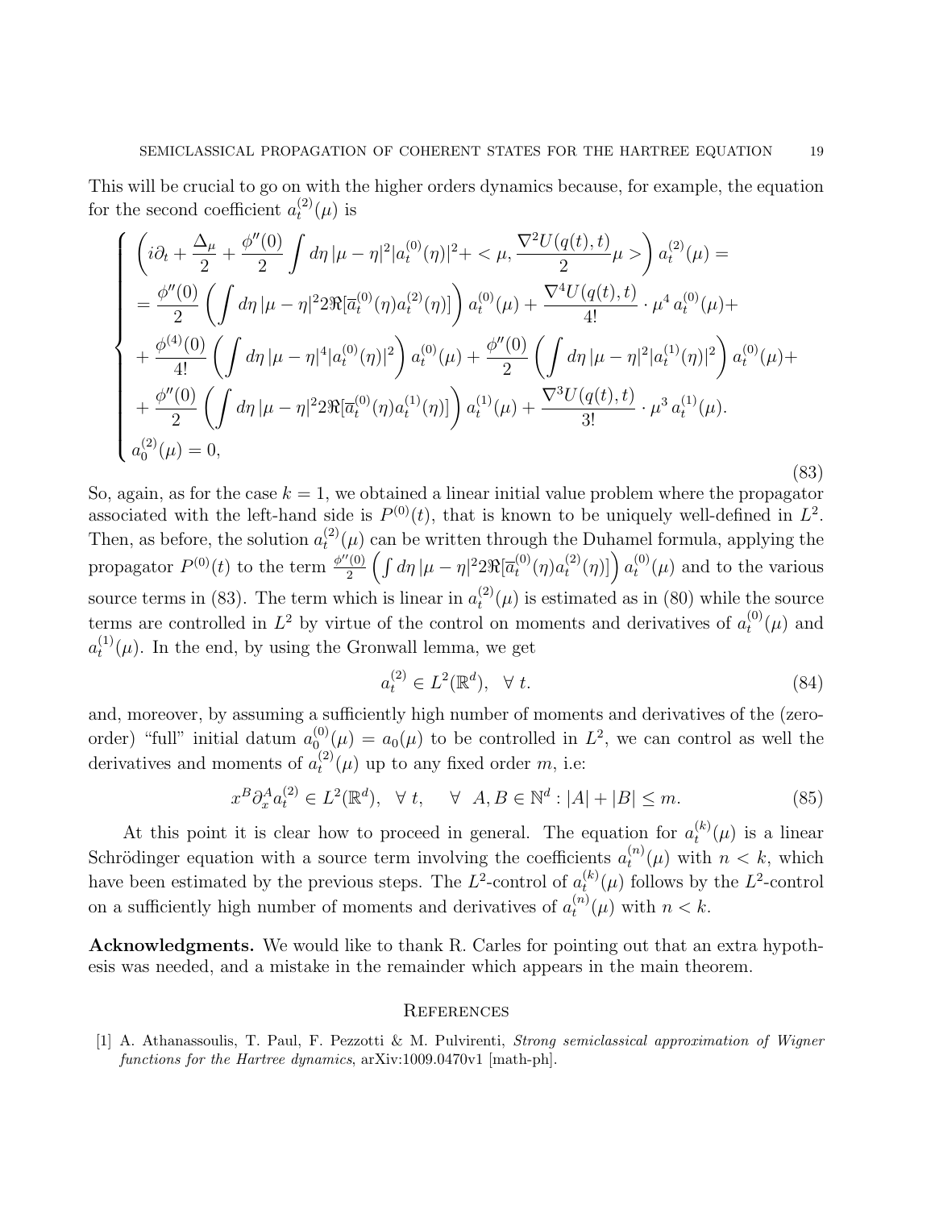This will be crucial to go on with the higher orders dynamics because, for example, the equation for the second coefficient $a_t^{(2)}(\mu)$ is

$$
\begin{cases}
\left(i\partial_t + \dfrac{\Delta_\mu}{2} + \dfrac{\phi''(0)}{2}\displaystyle\int d\eta\, |\mu-\eta|^2 |a_t^{(0)}(\eta)|^2 + <\mu, \dfrac{\nabla^2 U(q(t),t)}{2}\mu>\right) a_t^{(2)}(\mu) = \\
= \dfrac{\phi''(0)}{2}\left(\displaystyle\int d\eta\, |\mu-\eta|^2 2\Re[\overline{a}_t^{(0)}(\eta) a_t^{(2)}(\eta)]\right) a_t^{(0)}(\mu) + \dfrac{\nabla^4 U(q(t),t)}{4!}\cdot \mu^4\, a_t^{(0)}(\mu) + \\
+ \dfrac{\phi^{(4)}(0)}{4!}\left(\displaystyle\int d\eta\, |\mu-\eta|^4 |a_t^{(0)}(\eta)|^2\right) a_t^{(0)}(\mu) + \dfrac{\phi''(0)}{2}\left(\displaystyle\int d\eta\, |\mu-\eta|^2 |a_t^{(1)}(\eta)|^2\right) a_t^{(0)}(\mu) + \\
+ \dfrac{\phi''(0)}{2}\left(\displaystyle\int d\eta\, |\mu-\eta|^2 2\Re[\overline{a}_t^{(0)}(\eta) a_t^{(1)}(\eta)]\right) a_t^{(1)}(\mu) + \dfrac{\nabla^3 U(q(t),t)}{3!}\cdot \mu^3\, a_t^{(1)}(\mu). \\
a_0^{(2)}(\mu) = 0,
\end{cases}
\tag{83}
$$

So, again, as for the case $k=1$, we obtained a linear initial value problem where the propagator associated with the left-hand side is $P^{(0)}(t)$, that is known to be uniquely well-defined in $L^2$. Then, as before, the solution $a_t^{(2)}(\mu)$ can be written through the Duhamel formula, applying the propagator $P^{(0)}(t)$ to the term $\frac{\phi''(0)}{2}\left(\int d\eta\, |\mu-\eta|^2 2\Re[\overline{a}_t^{(0)}(\eta) a_t^{(2)}(\eta)]\right) a_t^{(0)}(\mu)$ and to the various source terms in (83). The term which is linear in $a_t^{(2)}(\mu)$ is estimated as in (80) while the source terms are controlled in $L^2$ by virtue of the control on moments and derivatives of $a_t^{(0)}(\mu)$ and $a_t^{(1)}(\mu)$. In the end, by using the Gronwall lemma, we get

$$
a_t^{(2)} \in L^2(\mathbb{R}^d), \quad \forall\ t. \tag{84}
$$

and, moreover, by assuming a sufficiently high number of moments and derivatives of the (zero-order) "full" initial datum $a_0^{(0)}(\mu) = a_0(\mu)$ to be controlled in $L^2$, we can control as well the derivatives and moments of $a_t^{(2)}(\mu)$ up to any fixed order $m$, i.e:

$$
x^B \partial_x^A a_t^{(2)} \in L^2(\mathbb{R}^d), \quad \forall\ t, \qquad \forall\ \ A, B \in \mathbb{N}^d : |A| + |B| \leq m. \tag{85}
$$

At this point it is clear how to proceed in general. The equation for $a_t^{(k)}(\mu)$ is a linear Schrödinger equation with a source term involving the coefficients $a_t^{(n)}(\mu)$ with $n < k$, which have been estimated by the previous steps. The $L^2$-control of $a_t^{(k)}(\mu)$ follows by the $L^2$-control on a sufficiently high number of moments and derivatives of $a_t^{(n)}(\mu)$ with $n < k$.

**Acknowledgments.** We would like to thank R. Carles for pointing out that an extra hypothesis was needed, and a mistake in the remainder which appears in the main theorem.

## References

[1] A. Athanassoulis, T. Paul, F. Pezzotti & M. Pulvirenti, *Strong semiclassical approximation of Wigner functions for the Hartree dynamics*, arXiv:1009.0470v1 [math-ph].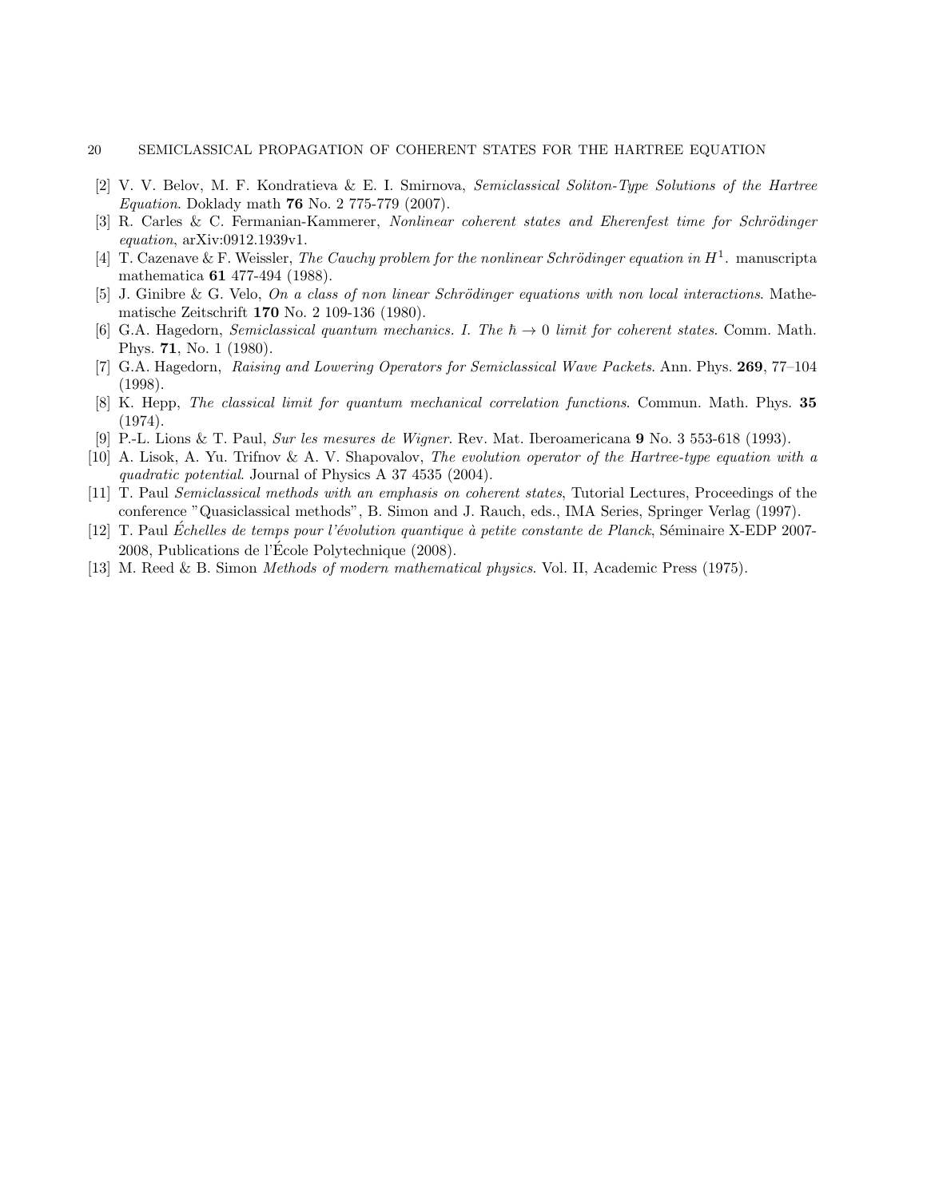[2] V. V. Belov, M. F. Kondratieva & E. I. Smirnova, *Semiclassical Soliton-Type Solutions of the Hartree Equation*. Doklady math **76** No. 2 775-779 (2007).

[3] R. Carles & C. Fermanian-Kammerer, *Nonlinear coherent states and Eherenfest time for Schrödinger equation*, arXiv:0912.1939v1.

[4] T. Cazenave & F. Weissler, *The Cauchy problem for the nonlinear Schrödinger equation in $H^1$*. manuscripta mathematica **61** 477-494 (1988).

[5] J. Ginibre & G. Velo, *On a class of non linear Schrödinger equations with non local interactions*. Mathematische Zeitschrift **170** No. 2 109-136 (1980).

[6] G.A. Hagedorn, *Semiclassical quantum mechanics. I. The $\hbar \to 0$ limit for coherent states*. Comm. Math. Phys. **71**, No. 1 (1980).

[7] G.A. Hagedorn, *Raising and Lowering Operators for Semiclassical Wave Packets*. Ann. Phys. **269**, 77–104 (1998).

[8] K. Hepp, *The classical limit for quantum mechanical correlation functions*. Commun. Math. Phys. **35** (1974).

[9] P.-L. Lions & T. Paul, *Sur les mesures de Wigner*. Rev. Mat. Iberoamericana **9** No. 3 553-618 (1993).

[10] A. Lisok, A. Yu. Trifnov & A. V. Shapovalov, *The evolution operator of the Hartree-type equation with a quadratic potential*. Journal of Physics A 37 4535 (2004).

[11] T. Paul *Semiclassical methods with an emphasis on coherent states*, Tutorial Lectures, Proceedings of the conference "Quasiclassical methods", B. Simon and J. Rauch, eds., IMA Series, Springer Verlag (1997).

[12] T. Paul *Échelles de temps pour l'évolution quantique à petite constante de Planck*, Séminaire X-EDP 2007-2008, Publications de l'École Polytechnique (2008).

[13] M. Reed & B. Simon *Methods of modern mathematical physics*. Vol. II, Academic Press (1975).